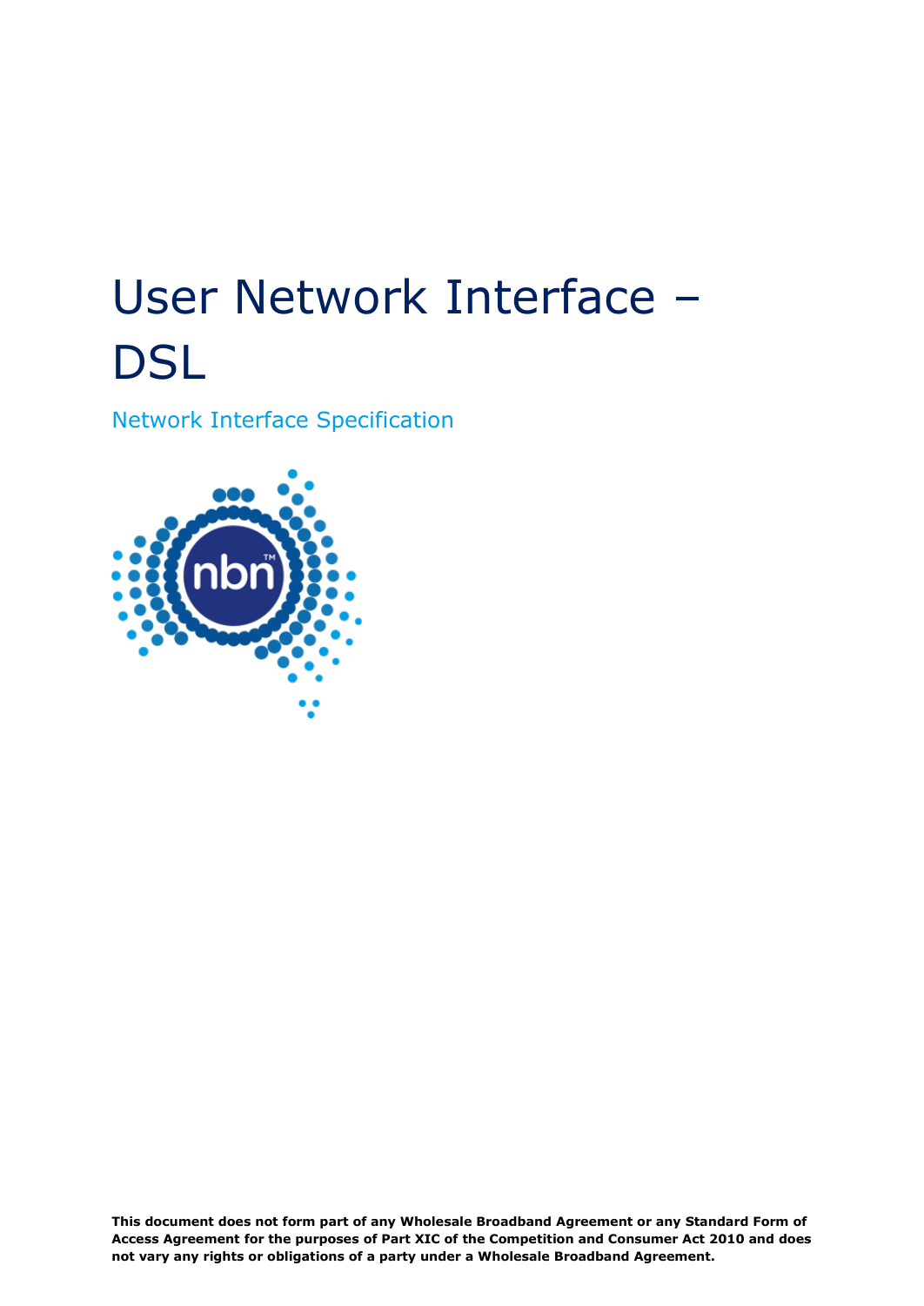# User Network Interface – DSL

Network Interface Specification

**This document does not form part of any Wholesale Broadband Agreement or any Standard Form of Access Agreement for the purposes of Part XIC of the Competition and Consumer Act 2010 and does not vary any rights or obligations of a party under a Wholesale Broadband Agreement.**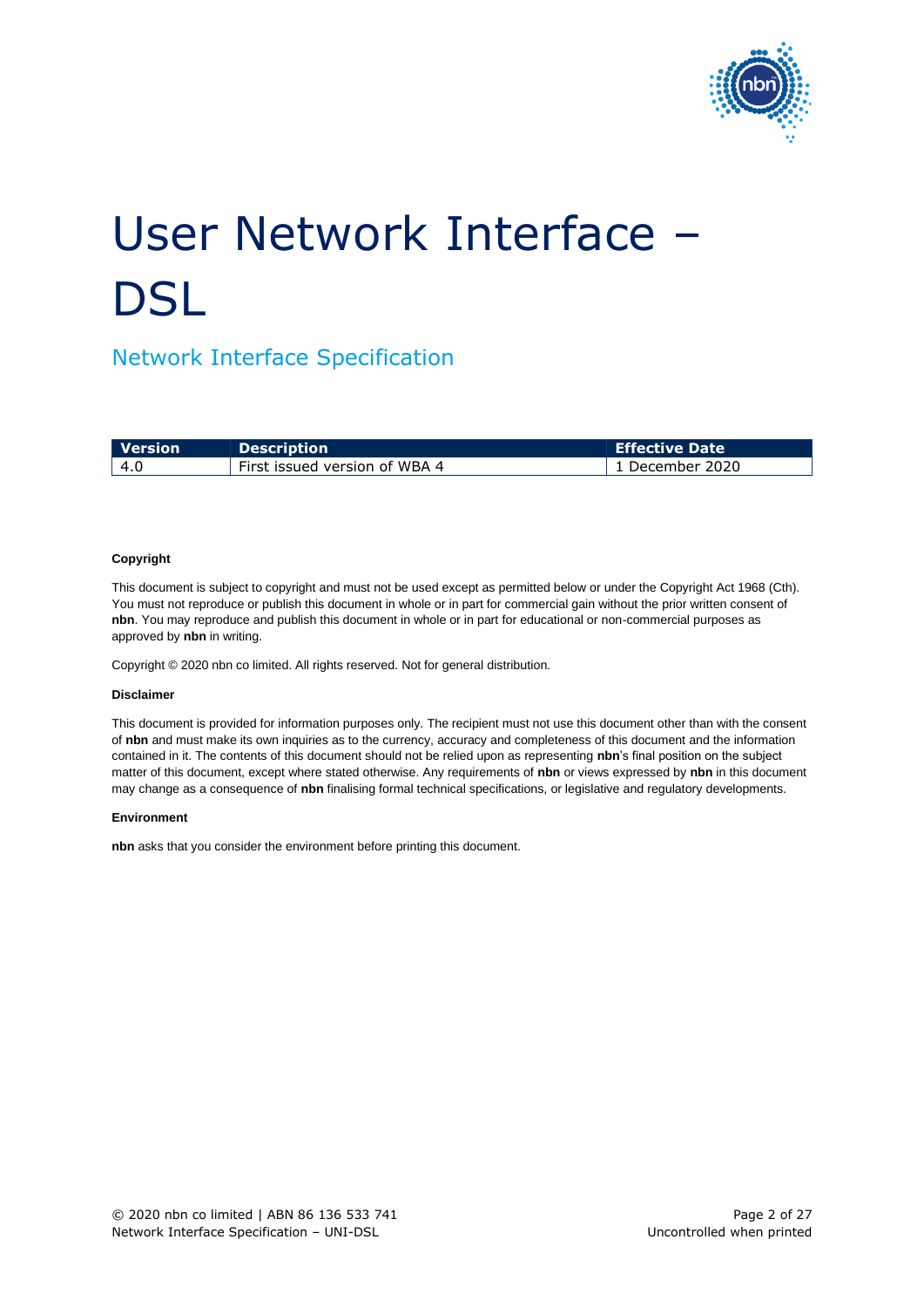# User Network Interface – DSL

## Network Interface Specification

| Version | Description | Effective Date |
|---|---|---|
| 4.0 | First issued version of WBA 4 | 1 December 2020 |

**Copyright**

This document is subject to copyright and must not be used except as permitted below or under the Copyright Act 1968 (Cth). You must not reproduce or publish this document in whole or in part for commercial gain without the prior written consent of **nbn**. You may reproduce and publish this document in whole or in part for educational or non-commercial purposes as approved by **nbn** in writing.

Copyright © 2020 nbn co limited. All rights reserved. Not for general distribution.

**Disclaimer**

This document is provided for information purposes only. The recipient must not use this document other than with the consent of **nbn** and must make its own inquiries as to the currency, accuracy and completeness of this document and the information contained in it. The contents of this document should not be relied upon as representing **nbn**'s final position on the subject matter of this document, except where stated otherwise. Any requirements of **nbn** or views expressed by **nbn** in this document may change as a consequence of **nbn** finalising formal technical specifications, or legislative and regulatory developments.

**Environment**

**nbn** asks that you consider the environment before printing this document.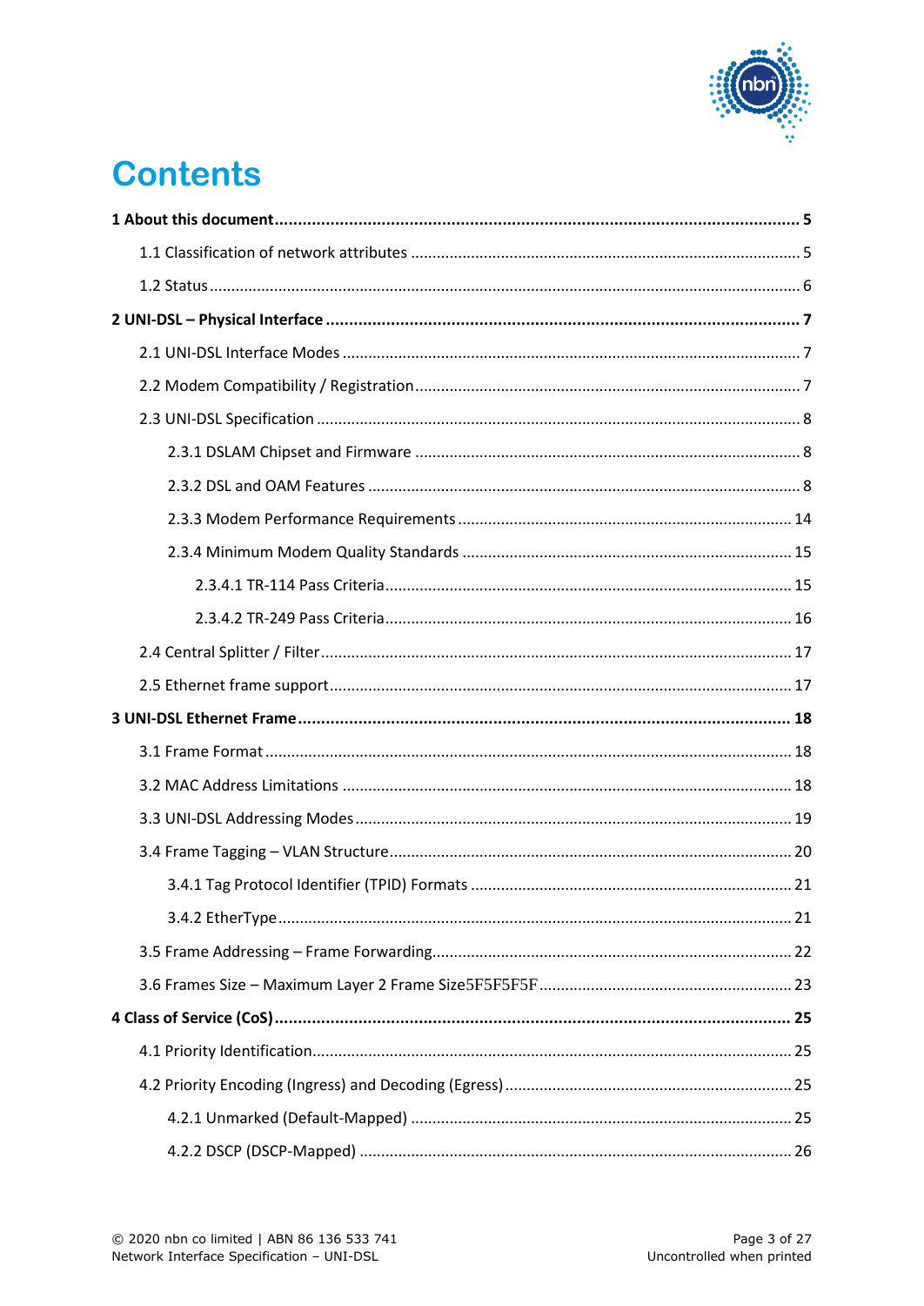# Contents

**1 About this document ............................................................................................................ 5**

1.1 Classification of network attributes ......................................................................................... 5

1.2 Status ....................................................................................................................................... 6

**2 UNI-DSL – Physical Interface ................................................................................................ 7**

2.1 UNI-DSL Interface Modes ........................................................................................................ 7

2.2 Modem Compatibility / Registration ........................................................................................ 7

2.3 UNI-DSL Specification .............................................................................................................. 8

2.3.1 DSLAM Chipset and Firmware ........................................................................................ 8

2.3.2 DSL and OAM Features .................................................................................................. 8

2.3.3 Modem Performance Requirements ............................................................................ 14

2.3.4 Minimum Modem Quality Standards ........................................................................... 15

2.3.4.1 TR-114 Pass Criteria ............................................................................................. 15

2.3.4.2 TR-249 Pass Criteria ............................................................................................. 16

2.4 Central Splitter / Filter ........................................................................................................... 17

2.5 Ethernet frame support ......................................................................................................... 17

**3 UNI-DSL Ethernet Frame ...................................................................................................... 18**

3.1 Frame Format ........................................................................................................................ 18

3.2 MAC Address Limitations ...................................................................................................... 18

3.3 UNI-DSL Addressing Modes ................................................................................................... 19

3.4 Frame Tagging – VLAN Structure ........................................................................................... 20

3.4.1 Tag Protocol Identifier (TPID) Formats ......................................................................... 21

3.4.2 EtherType ..................................................................................................................... 21

3.5 Frame Addressing – Frame Forwarding .................................................................................. 22

3.6 Frames Size – Maximum Layer 2 Frame Size5F5F5F5F .......................................................... 23

**4 Class of Service (CoS) ............................................................................................................ 25**

4.1 Priority Identification ............................................................................................................. 25

4.2 Priority Encoding (Ingress) and Decoding (Egress) ................................................................. 25

4.2.1 Unmarked (Default-Mapped) ....................................................................................... 25

4.2.2 DSCP (DSCP-Mapped) ................................................................................................... 26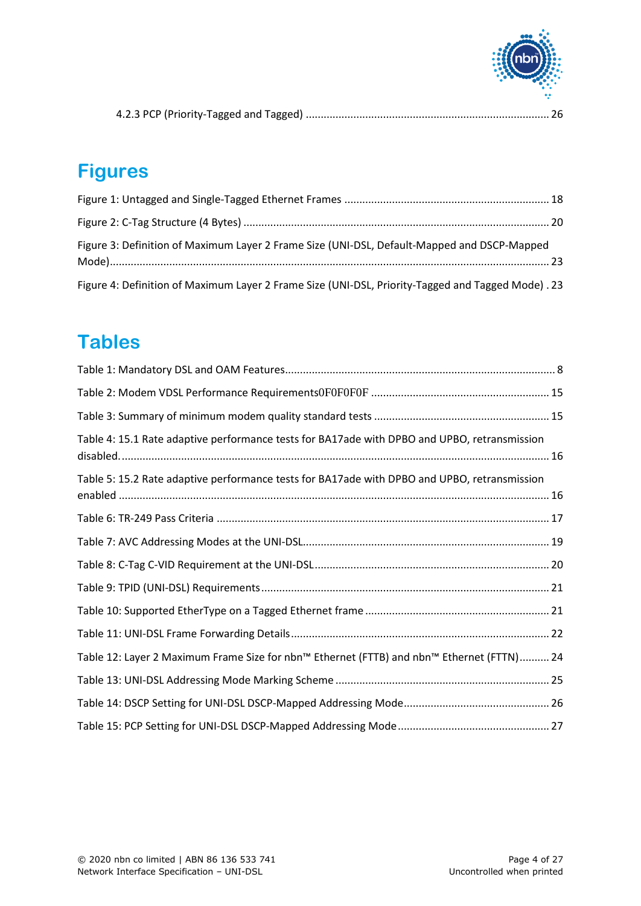4.2.3 PCP (Priority-Tagged and Tagged) ..... 26

# Figures

Figure 1: Untagged and Single-Tagged Ethernet Frames ..... 18

Figure 2: C-Tag Structure (4 Bytes) ..... 20

Figure 3: Definition of Maximum Layer 2 Frame Size (UNI-DSL, Default-Mapped and DSCP-Mapped Mode) ..... 23

Figure 4: Definition of Maximum Layer 2 Frame Size (UNI-DSL, Priority-Tagged and Tagged Mode) . 23

# Tables

Table 1: Mandatory DSL and OAM Features ..... 8

Table 2: Modem VDSL Performance Requirements0F0F0F0F ..... 15

Table 3: Summary of minimum modem quality standard tests ..... 15

Table 4: 15.1 Rate adaptive performance tests for BA17ade with DPBO and UPBO, retransmission disabled. ..... 16

Table 5: 15.2 Rate adaptive performance tests for BA17ade with DPBO and UPBO, retransmission enabled ..... 16

Table 6: TR-249 Pass Criteria ..... 17

Table 7: AVC Addressing Modes at the UNI-DSL ..... 19

Table 8: C-Tag C-VID Requirement at the UNI-DSL ..... 20

Table 9: TPID (UNI-DSL) Requirements ..... 21

Table 10: Supported EtherType on a Tagged Ethernet frame ..... 21

Table 11: UNI-DSL Frame Forwarding Details ..... 22

Table 12: Layer 2 Maximum Frame Size for nbn™ Ethernet (FTTB) and nbn™ Ethernet (FTTN) ..... 24

Table 13: UNI-DSL Addressing Mode Marking Scheme ..... 25

Table 14: DSCP Setting for UNI-DSL DSCP-Mapped Addressing Mode ..... 26

Table 15: PCP Setting for UNI-DSL DSCP-Mapped Addressing Mode ..... 27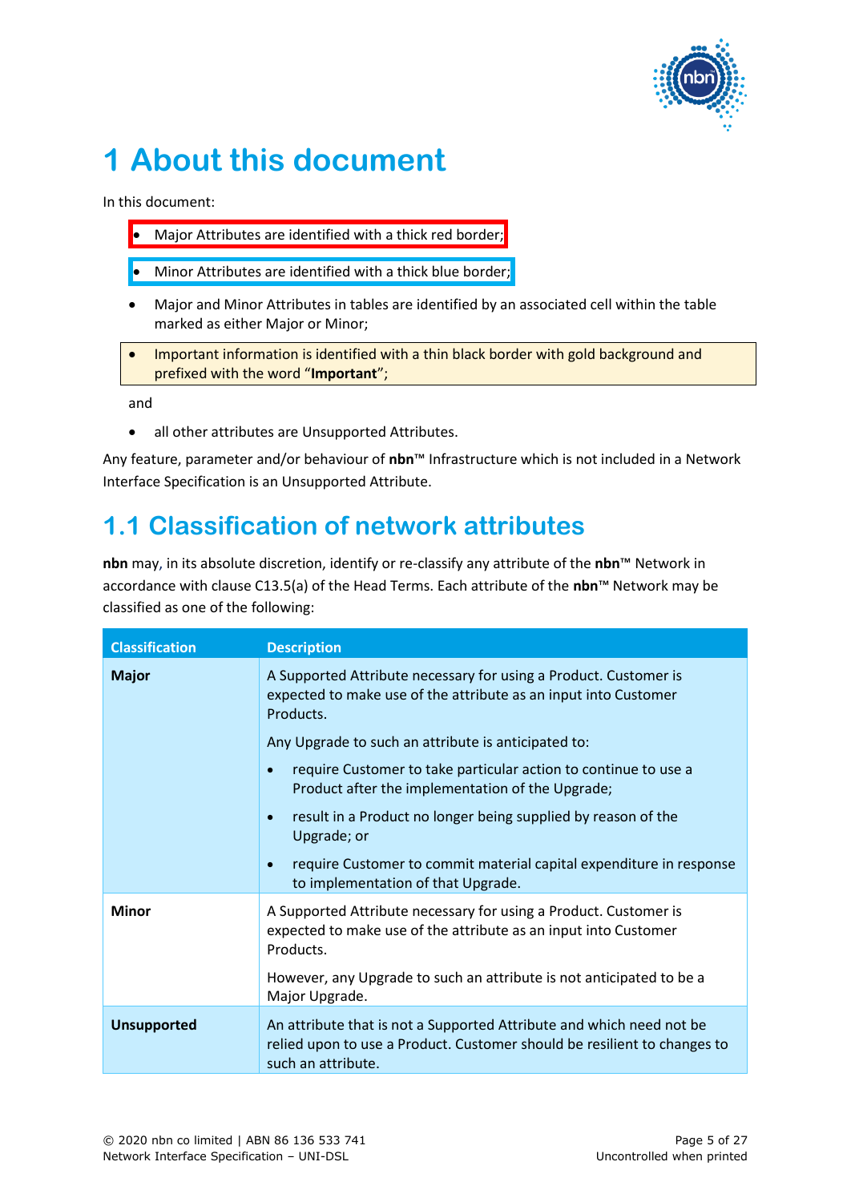# 1 About this document

In this document:

- Major Attributes are identified with a thick red border;
- Minor Attributes are identified with a thick blue border;
- Major and Minor Attributes in tables are identified by an associated cell within the table marked as either Major or Minor;
- Important information is identified with a thin black border with gold background and prefixed with the word "**Important**";

and

- all other attributes are Unsupported Attributes.

Any feature, parameter and/or behaviour of **nbn**™ Infrastructure which is not included in a Network Interface Specification is an Unsupported Attribute.

## 1.1 Classification of network attributes

**nbn** may, in its absolute discretion, identify or re-classify any attribute of the **nbn**™ Network in accordance with clause C13.5(a) of the Head Terms. Each attribute of the **nbn**™ Network may be classified as one of the following:

| Classification | Description |
|---|---|
| **Major** | A Supported Attribute necessary for using a Product. Customer is expected to make use of the attribute as an input into Customer Products.<br><br>Any Upgrade to such an attribute is anticipated to:<br><br>• require Customer to take particular action to continue to use a Product after the implementation of the Upgrade;<br>• result in a Product no longer being supplied by reason of the Upgrade; or<br>• require Customer to commit material capital expenditure in response to implementation of that Upgrade. |
| **Minor** | A Supported Attribute necessary for using a Product. Customer is expected to make use of the attribute as an input into Customer Products.<br><br>However, any Upgrade to such an attribute is not anticipated to be a Major Upgrade. |
| **Unsupported** | An attribute that is not a Supported Attribute and which need not be relied upon to use a Product. Customer should be resilient to changes to such an attribute. |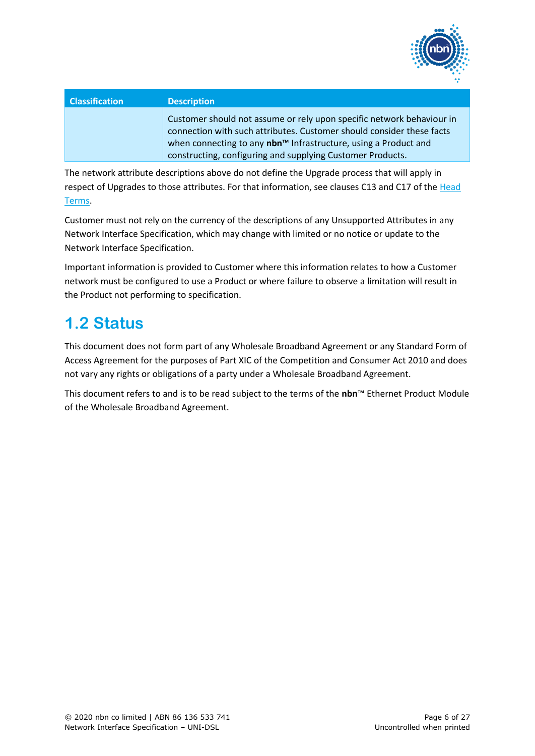| Classification | Description |
| --- | --- |
| | Customer should not assume or rely upon specific network behaviour in connection with such attributes. Customer should consider these facts when connecting to any **nbn**™ Infrastructure, using a Product and constructing, configuring and supplying Customer Products. |

The network attribute descriptions above do not define the Upgrade process that will apply in respect of Upgrades to those attributes. For that information, see clauses C13 and C17 of the Head Terms.

Customer must not rely on the currency of the descriptions of any Unsupported Attributes in any Network Interface Specification, which may change with limited or no notice or update to the Network Interface Specification.

Important information is provided to Customer where this information relates to how a Customer network must be configured to use a Product or where failure to observe a limitation will result in the Product not performing to specification.

## 1.2 Status

This document does not form part of any Wholesale Broadband Agreement or any Standard Form of Access Agreement for the purposes of Part XIC of the Competition and Consumer Act 2010 and does not vary any rights or obligations of a party under a Wholesale Broadband Agreement.

This document refers to and is to be read subject to the terms of the **nbn**™ Ethernet Product Module of the Wholesale Broadband Agreement.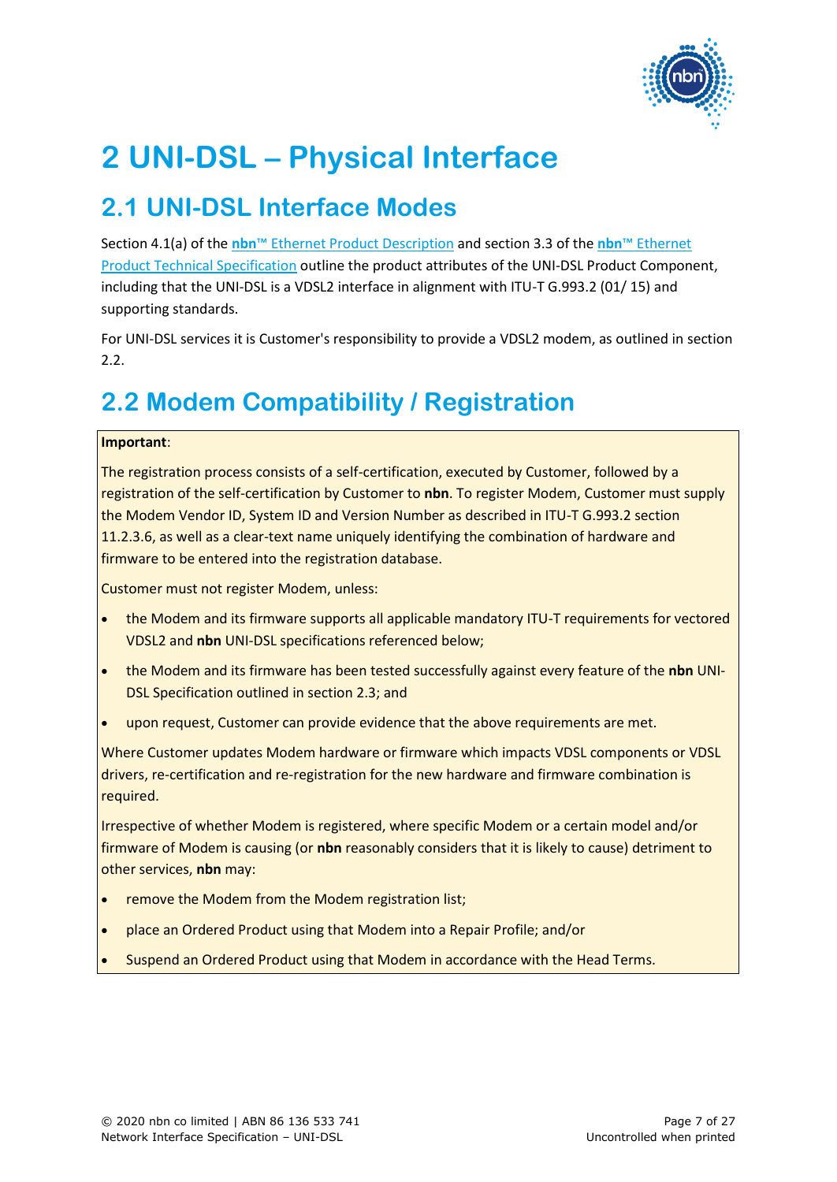# 2 UNI-DSL – Physical Interface

## 2.1 UNI-DSL Interface Modes

Section 4.1(a) of the **nbn**™ Ethernet Product Description and section 3.3 of the **nbn**™ Ethernet Product Technical Specification outline the product attributes of the UNI-DSL Product Component, including that the UNI-DSL is a VDSL2 interface in alignment with ITU-T G.993.2 (01/ 15) and supporting standards.

For UNI-DSL services it is Customer's responsibility to provide a VDSL2 modem, as outlined in section 2.2.

## 2.2 Modem Compatibility / Registration

**Important**:

The registration process consists of a self-certification, executed by Customer, followed by a registration of the self-certification by Customer to **nbn**. To register Modem, Customer must supply the Modem Vendor ID, System ID and Version Number as described in ITU-T G.993.2 section 11.2.3.6, as well as a clear-text name uniquely identifying the combination of hardware and firmware to be entered into the registration database.

Customer must not register Modem, unless:

- the Modem and its firmware supports all applicable mandatory ITU-T requirements for vectored VDSL2 and **nbn** UNI-DSL specifications referenced below;
- the Modem and its firmware has been tested successfully against every feature of the **nbn** UNI-DSL Specification outlined in section 2.3; and
- upon request, Customer can provide evidence that the above requirements are met.

Where Customer updates Modem hardware or firmware which impacts VDSL components or VDSL drivers, re-certification and re-registration for the new hardware and firmware combination is required.

Irrespective of whether Modem is registered, where specific Modem or a certain model and/or firmware of Modem is causing (or **nbn** reasonably considers that it is likely to cause) detriment to other services, **nbn** may:

- remove the Modem from the Modem registration list;
- place an Ordered Product using that Modem into a Repair Profile; and/or
- Suspend an Ordered Product using that Modem in accordance with the Head Terms.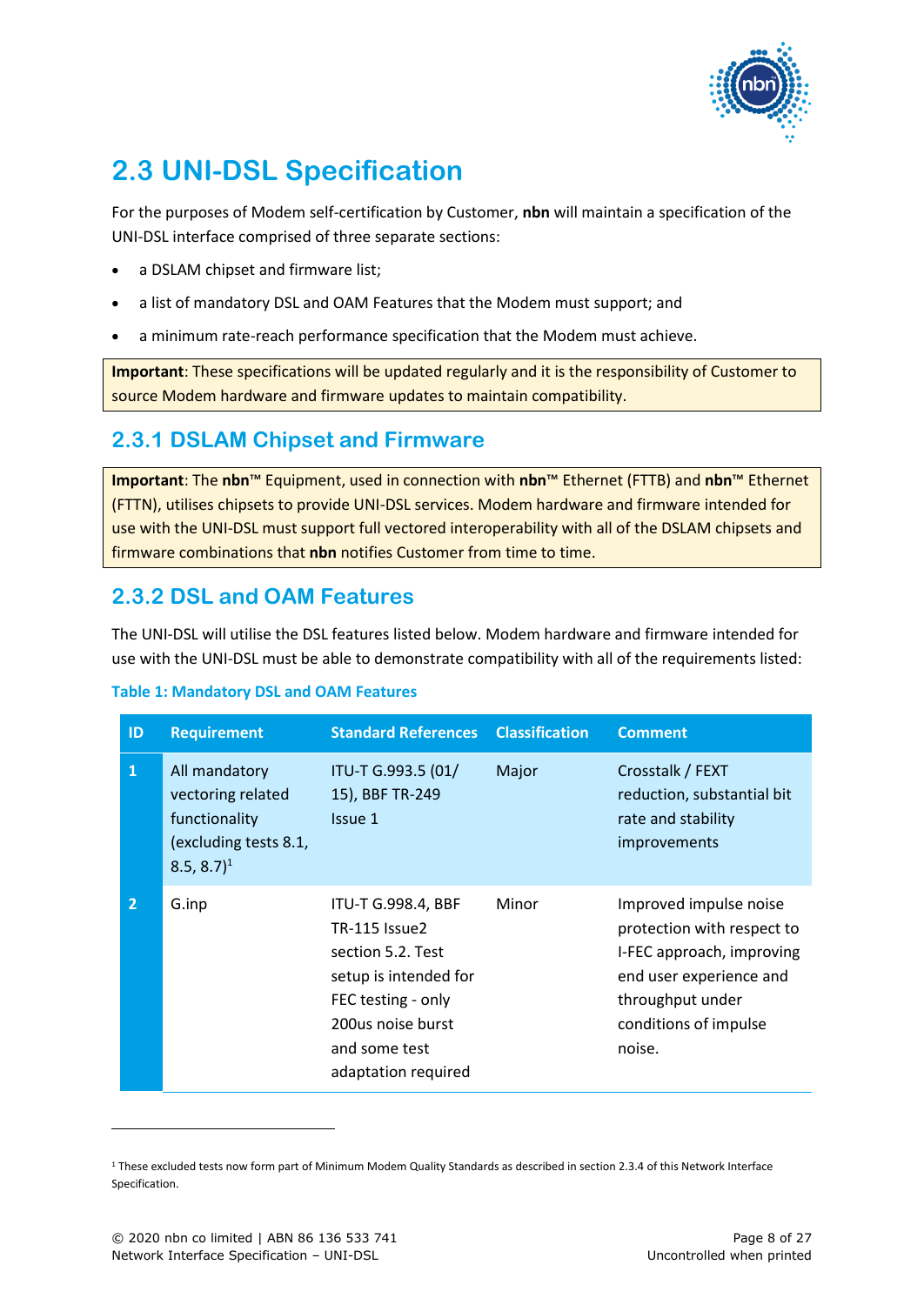## 2.3 UNI-DSL Specification

For the purposes of Modem self-certification by Customer, **nbn** will maintain a specification of the UNI-DSL interface comprised of three separate sections:

- a DSLAM chipset and firmware list;
- a list of mandatory DSL and OAM Features that the Modem must support; and
- a minimum rate-reach performance specification that the Modem must achieve.

**Important**: These specifications will be updated regularly and it is the responsibility of Customer to source Modem hardware and firmware updates to maintain compatibility.

### 2.3.1 DSLAM Chipset and Firmware

**Important**: The **nbn**™ Equipment, used in connection with **nbn**™ Ethernet (FTTB) and **nbn**™ Ethernet (FTTN), utilises chipsets to provide UNI-DSL services. Modem hardware and firmware intended for use with the UNI-DSL must support full vectored interoperability with all of the DSLAM chipsets and firmware combinations that **nbn** notifies Customer from time to time.

### 2.3.2 DSL and OAM Features

The UNI-DSL will utilise the DSL features listed below. Modem hardware and firmware intended for use with the UNI-DSL must be able to demonstrate compatibility with all of the requirements listed:

**Table 1: Mandatory DSL and OAM Features**

| ID | Requirement | Standard References | Classification | Comment |
|---|---|---|---|---|
| 1 | All mandatory vectoring related functionality (excluding tests 8.1, 8.5, 8.7)[1] | ITU-T G.993.5 (01/15), BBF TR-249 Issue 1 | Major | Crosstalk / FEXT reduction, substantial bit rate and stability improvements |
| 2 | G.inp | ITU-T G.998.4, BBF TR-115 Issue2 section 5.2. Test setup is intended for FEC testing - only 200us noise burst and some test adaptation required | Minor | Improved impulse noise protection with respect to I-FEC approach, improving end user experience and throughput under conditions of impulse noise. |

[1] These excluded tests now form part of Minimum Modem Quality Standards as described in section 2.3.4 of this Network Interface Specification.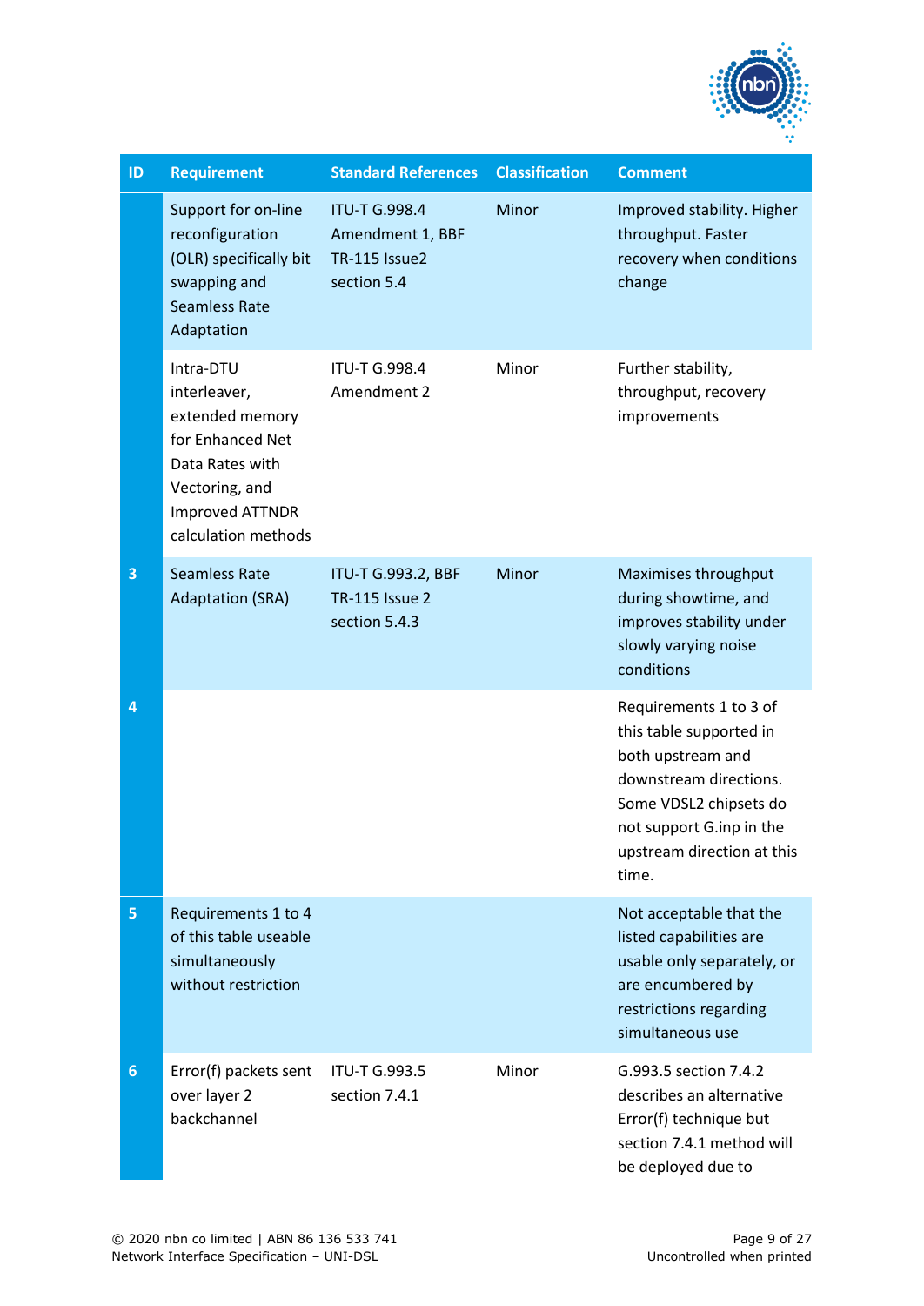| ID | Requirement | Standard References | Classification | Comment |
|---|---|---|---|---|
| | Support for on-line reconfiguration (OLR) specifically bit swapping and Seamless Rate Adaptation | ITU-T G.998.4 Amendment 1, BBF TR-115 Issue2 section 5.4 | Minor | Improved stability. Higher throughput. Faster recovery when conditions change |
| | Intra-DTU interleaver, extended memory for Enhanced Net Data Rates with Vectoring, and Improved ATTNDR calculation methods | ITU-T G.998.4 Amendment 2 | Minor | Further stability, throughput, recovery improvements |
| 3 | Seamless Rate Adaptation (SRA) | ITU-T G.993.2, BBF TR-115 Issue 2 section 5.4.3 | Minor | Maximises throughput during showtime, and improves stability under slowly varying noise conditions |
| 4 | | | | Requirements 1 to 3 of this table supported in both upstream and downstream directions. Some VDSL2 chipsets do not support G.inp in the upstream direction at this time. |
| 5 | Requirements 1 to 4 of this table useable simultaneously without restriction | | | Not acceptable that the listed capabilities are usable only separately, or are encumbered by restrictions regarding simultaneous use |
| 6 | Error(f) packets sent over layer 2 backchannel | ITU-T G.993.5 section 7.4.1 | Minor | G.993.5 section 7.4.2 describes an alternative Error(f) technique but section 7.4.1 method will be deployed due to |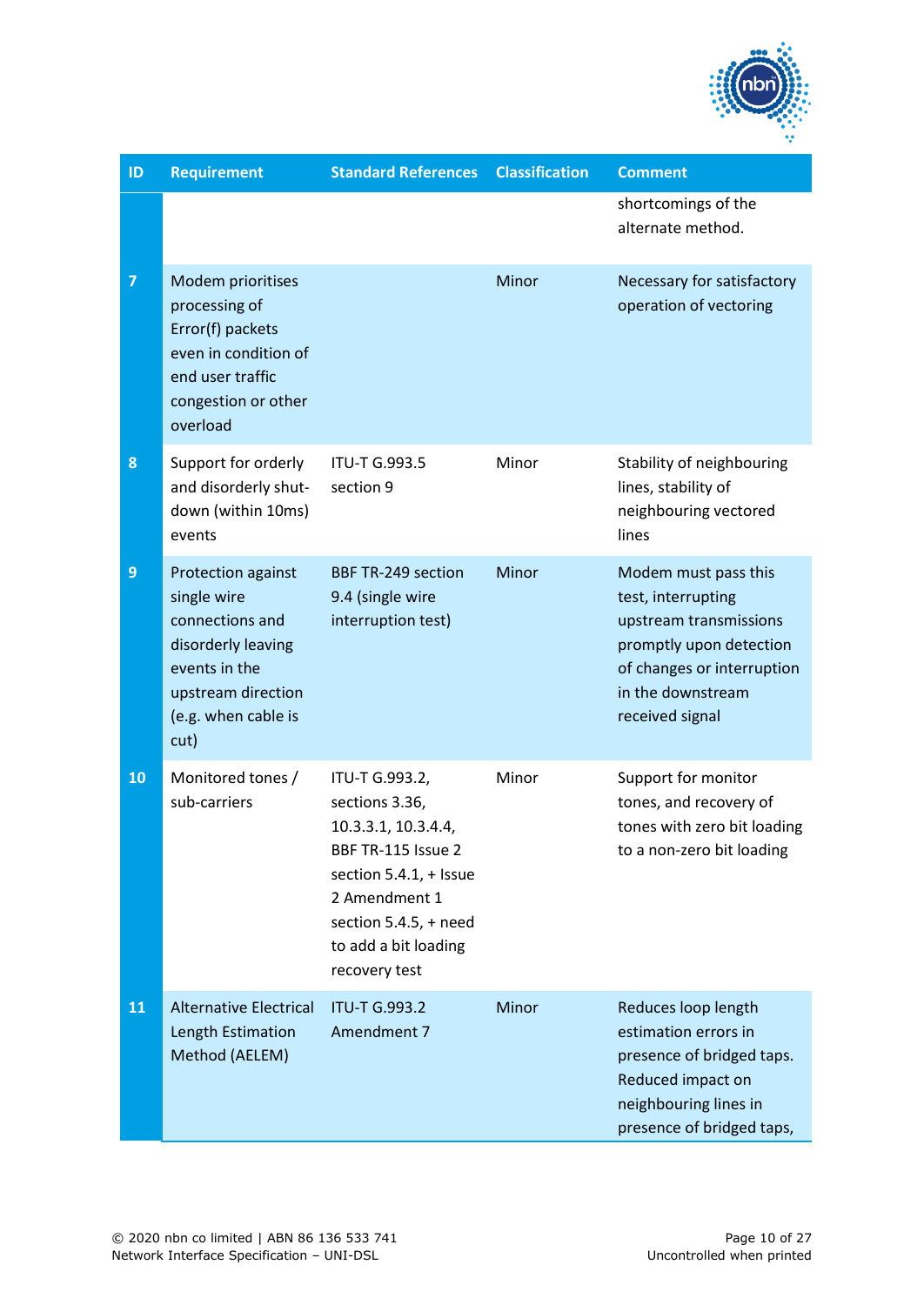| ID | Requirement | Standard References | Classification | Comment |
|---|---|---|---|---|
| | | | | shortcomings of the alternate method. |
| 7 | Modem prioritises processing of Error(f) packets even in condition of end user traffic congestion or other overload | | Minor | Necessary for satisfactory operation of vectoring |
| 8 | Support for orderly and disorderly shut-down (within 10ms) events | ITU-T G.993.5 section 9 | Minor | Stability of neighbouring lines, stability of neighbouring vectored lines |
| 9 | Protection against single wire connections and disorderly leaving events in the upstream direction (e.g. when cable is cut) | BBF TR-249 section 9.4 (single wire interruption test) | Minor | Modem must pass this test, interrupting upstream transmissions promptly upon detection of changes or interruption in the downstream received signal |
| 10 | Monitored tones / sub-carriers | ITU-T G.993.2, sections 3.36, 10.3.3.1, 10.3.4.4, BBF TR-115 Issue 2 section 5.4.1, + Issue 2 Amendment 1 section 5.4.5, + need to add a bit loading recovery test | Minor | Support for monitor tones, and recovery of tones with zero bit loading to a non-zero bit loading |
| 11 | Alternative Electrical Length Estimation Method (AELEM) | ITU-T G.993.2 Amendment 7 | Minor | Reduces loop length estimation errors in presence of bridged taps. Reduced impact on neighbouring lines in presence of bridged taps, |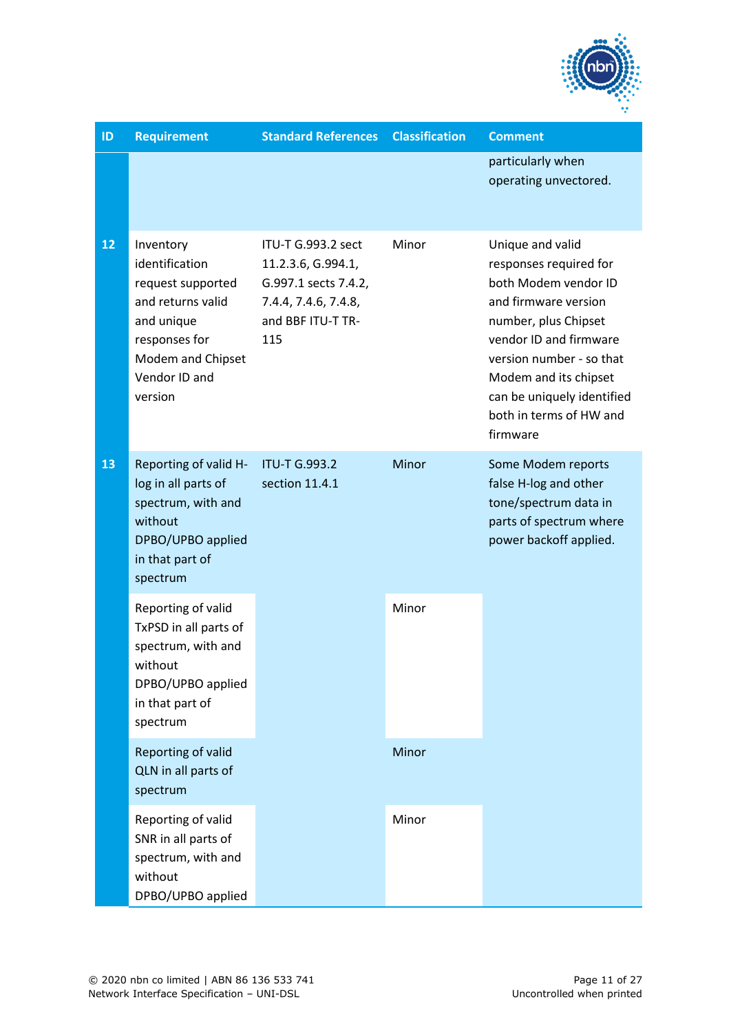| ID | Requirement | Standard References | Classification | Comment |
|---|---|---|---|---|
| | | | | particularly when operating unvectored. |
| 12 | Inventory identification request supported and returns valid and unique responses for Modem and Chipset Vendor ID and version | ITU-T G.993.2 sect 11.2.3.6, G.994.1, G.997.1 sects 7.4.2, 7.4.4, 7.4.6, 7.4.8, and BBF ITU-T TR-115 | Minor | Unique and valid responses required for both Modem vendor ID and firmware version number, plus Chipset vendor ID and firmware version number - so that Modem and its chipset can be uniquely identified both in terms of HW and firmware |
| 13 | Reporting of valid H-log in all parts of spectrum, with and without DPBO/UPBO applied in that part of spectrum | ITU-T G.993.2 section 11.4.1 | Minor | Some Modem reports false H-log and other tone/spectrum data in parts of spectrum where power backoff applied. |
| | Reporting of valid TxPSD in all parts of spectrum, with and without DPBO/UPBO applied in that part of spectrum | | Minor | |
| | Reporting of valid QLN in all parts of spectrum | | Minor | |
| | Reporting of valid SNR in all parts of spectrum, with and without DPBO/UPBO applied | | Minor | |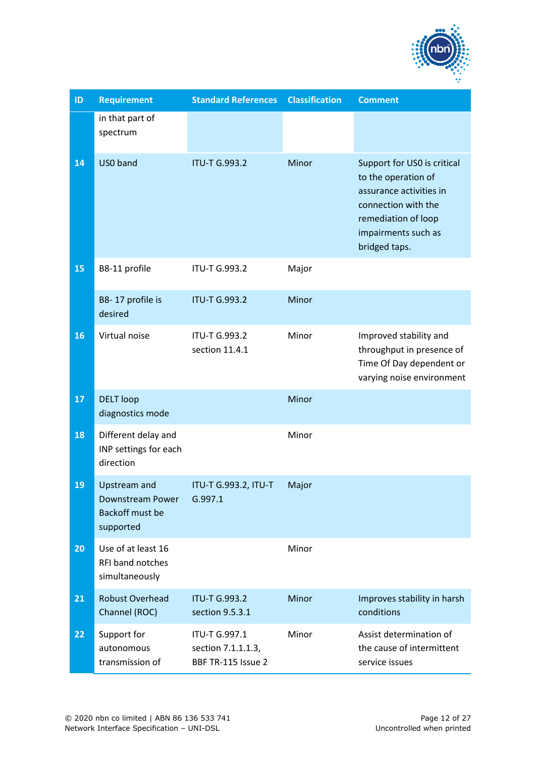| ID | Requirement | Standard References | Classification | Comment |
|---|---|---|---|---|
| | in that part of spectrum | | | |
| 14 | US0 band | ITU-T G.993.2 | Minor | Support for US0 is critical to the operation of assurance activities in connection with the remediation of loop impairments such as bridged taps. |
| 15 | B8-11 profile | ITU-T G.993.2 | Major | |
| | B8- 17 profile is desired | ITU-T G.993.2 | Minor | |
| 16 | Virtual noise | ITU-T G.993.2 section 11.4.1 | Minor | Improved stability and throughput in presence of Time Of Day dependent or varying noise environment |
| 17 | DELT loop diagnostics mode | | Minor | |
| 18 | Different delay and INP settings for each direction | | Minor | |
| 19 | Upstream and Downstream Power Backoff must be supported | ITU-T G.993.2, ITU-T G.997.1 | Major | |
| 20 | Use of at least 16 RFI band notches simultaneously | | Minor | |
| 21 | Robust Overhead Channel (ROC) | ITU-T G.993.2 section 9.5.3.1 | Minor | Improves stability in harsh conditions |
| 22 | Support for autonomous transmission of | ITU-T G.997.1 section 7.1.1.1.3, BBF TR-115 Issue 2 | Minor | Assist determination of the cause of intermittent service issues |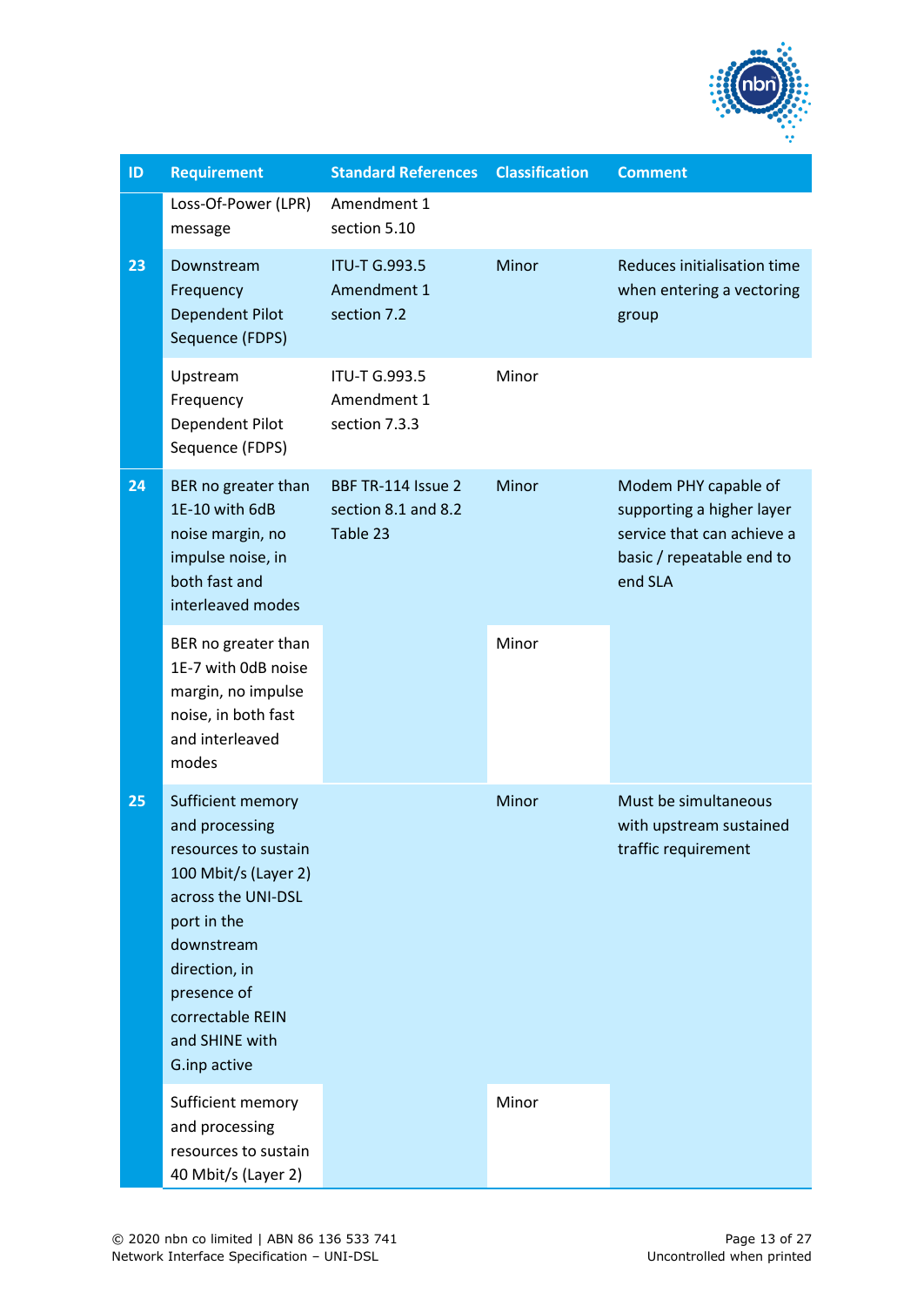| ID | Requirement | Standard References | Classification | Comment |
|---|---|---|---|---|
| | Loss-Of-Power (LPR) message | Amendment 1 section 5.10 | | |
| 23 | Downstream Frequency Dependent Pilot Sequence (FDPS) | ITU-T G.993.5 Amendment 1 section 7.2 | Minor | Reduces initialisation time when entering a vectoring group |
| | Upstream Frequency Dependent Pilot Sequence (FDPS) | ITU-T G.993.5 Amendment 1 section 7.3.3 | Minor | |
| 24 | BER no greater than 1E-10 with 6dB noise margin, no impulse noise, in both fast and interleaved modes | BBF TR-114 Issue 2 section 8.1 and 8.2 Table 23 | Minor | Modem PHY capable of supporting a higher layer service that can achieve a basic / repeatable end to end SLA |
| | BER no greater than 1E-7 with 0dB noise margin, no impulse noise, in both fast and interleaved modes | | Minor | |
| 25 | Sufficient memory and processing resources to sustain 100 Mbit/s (Layer 2) across the UNI-DSL port in the downstream direction, in presence of correctable REIN and SHINE with G.inp active | | Minor | Must be simultaneous with upstream sustained traffic requirement |
| | Sufficient memory and processing resources to sustain 40 Mbit/s (Layer 2) | | Minor | |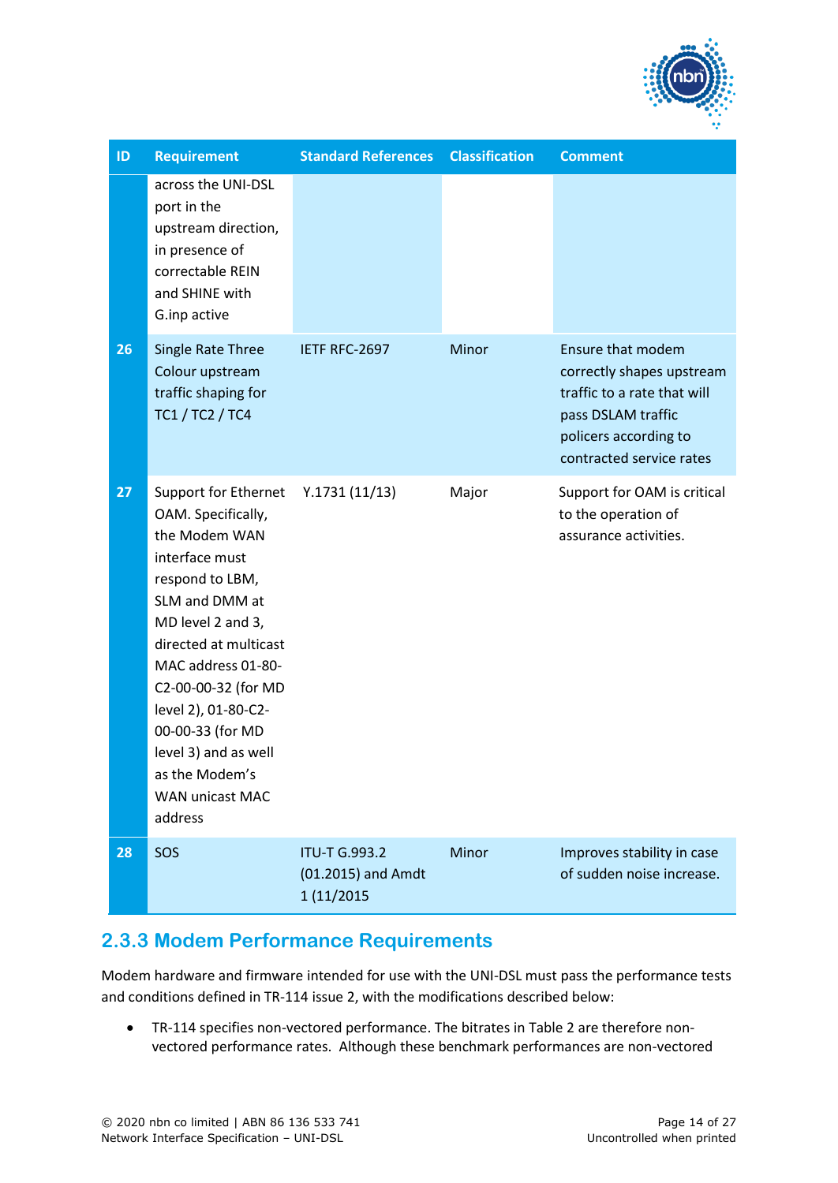| ID | Requirement | Standard References | Classification | Comment |
|---|---|---|---|---|
| | across the UNI-DSL port in the upstream direction, in presence of correctable REIN and SHINE with G.inp active | | | |
| 26 | Single Rate Three Colour upstream traffic shaping for TC1 / TC2 / TC4 | IETF RFC-2697 | Minor | Ensure that modem correctly shapes upstream traffic to a rate that will pass DSLAM traffic policers according to contracted service rates |
| 27 | Support for Ethernet OAM. Specifically, the Modem WAN interface must respond to LBM, SLM and DMM at MD level 2 and 3, directed at multicast MAC address 01-80-C2-00-00-32 (for MD level 2), 01-80-C2-00-00-33 (for MD level 3) and as well as the Modem's WAN unicast MAC address | Y.1731 (11/13) | Major | Support for OAM is critical to the operation of assurance activities. |
| 28 | SOS | ITU-T G.993.2 (01.2015) and Amdt 1 (11/2015 | Minor | Improves stability in case of sudden noise increase. |

### 2.3.3 Modem Performance Requirements

Modem hardware and firmware intended for use with the UNI-DSL must pass the performance tests and conditions defined in TR-114 issue 2, with the modifications described below:

- TR-114 specifies non-vectored performance. The bitrates in Table 2 are therefore non-vectored performance rates. Although these benchmark performances are non-vectored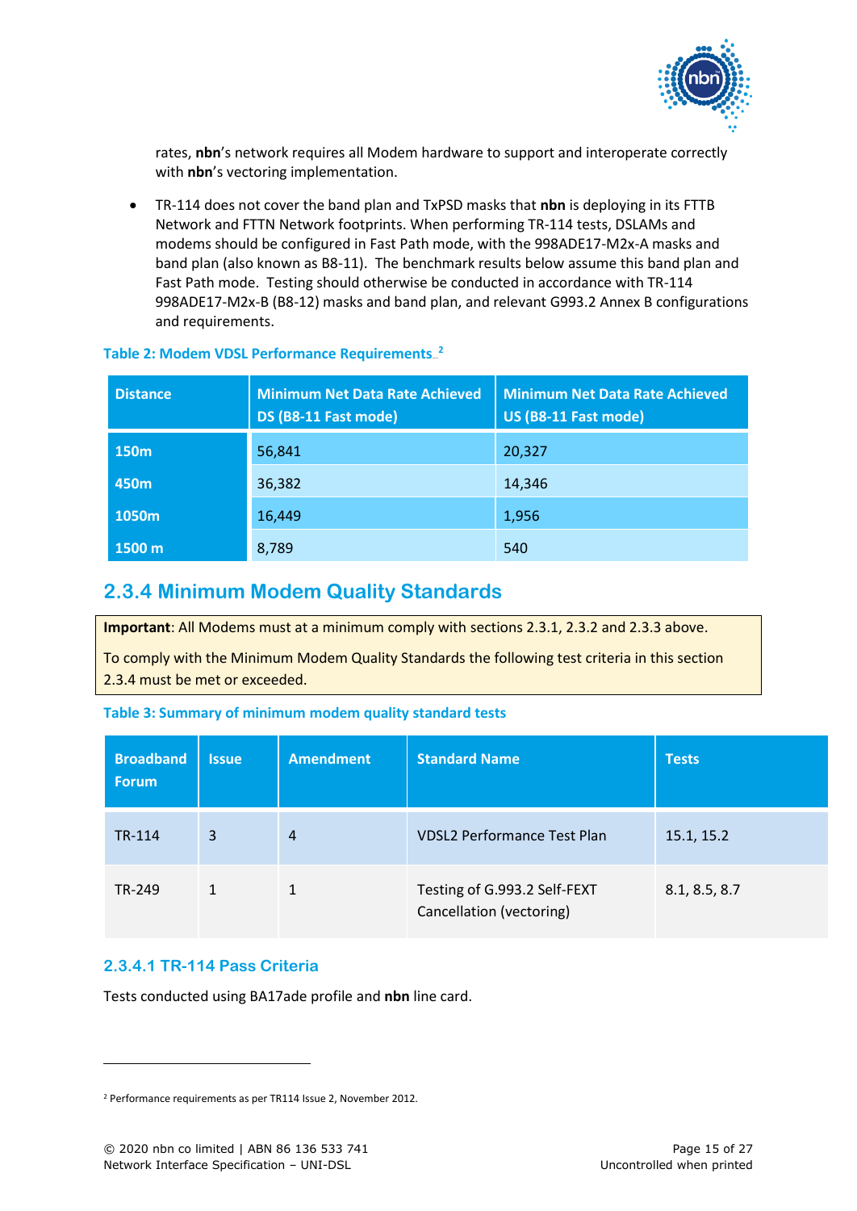rates, **nbn**'s network requires all Modem hardware to support and interoperate correctly with **nbn**'s vectoring implementation.

- TR-114 does not cover the band plan and TxPSD masks that **nbn** is deploying in its FTTB Network and FTTN Network footprints. When performing TR-114 tests, DSLAMs and modems should be configured in Fast Path mode, with the 998ADE17-M2x-A masks and band plan (also known as B8-11). The benchmark results below assume this band plan and Fast Path mode. Testing should otherwise be conducted in accordance with TR-114 998ADE17-M2x-B (B8-12) masks and band plan, and relevant G993.2 Annex B configurations and requirements.

**Table 2: Modem VDSL Performance Requirements**[2]

| Distance | Minimum Net Data Rate Achieved DS (B8-11 Fast mode) | Minimum Net Data Rate Achieved US (B8-11 Fast mode) |
|---|---|---|
| 150m | 56,841 | 20,327 |
| 450m | 36,382 | 14,346 |
| 1050m | 16,449 | 1,956 |
| 1500 m | 8,789 | 540 |

## 2.3.4 Minimum Modem Quality Standards

**Important**: All Modems must at a minimum comply with sections 2.3.1, 2.3.2 and 2.3.3 above.

To comply with the Minimum Modem Quality Standards the following test criteria in this section 2.3.4 must be met or exceeded.

**Table 3: Summary of minimum modem quality standard tests**

| Broadband Forum | Issue | Amendment | Standard Name | Tests |
|---|---|---|---|---|
| TR-114 | 3 | 4 | VDSL2 Performance Test Plan | 15.1, 15.2 |
| TR-249 | 1 | 1 | Testing of G.993.2 Self-FEXT Cancellation (vectoring) | 8.1, 8.5, 8.7 |

### 2.3.4.1 TR-114 Pass Criteria

Tests conducted using BA17ade profile and **nbn** line card.

[2] Performance requirements as per TR114 Issue 2, November 2012.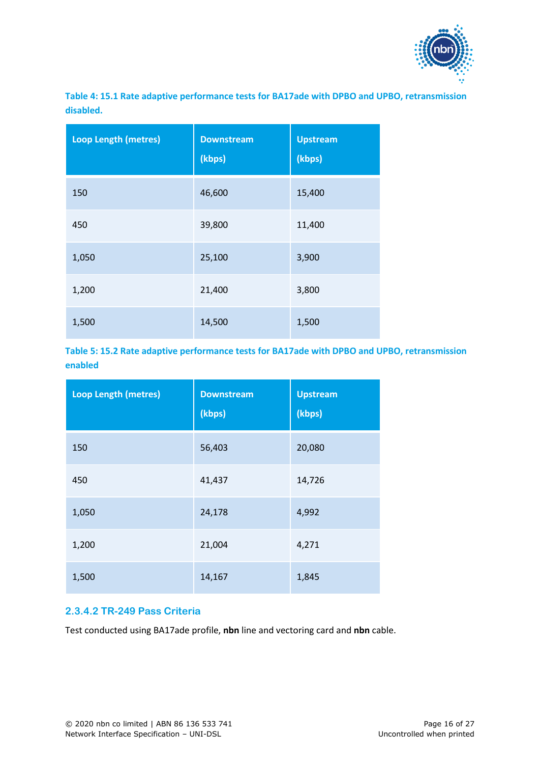**Table 4: 15.1 Rate adaptive performance tests for BA17ade with DPBO and UPBO, retransmission disabled.**

| Loop Length (metres) | Downstream (kbps) | Upstream (kbps) |
|---|---|---|
| 150 | 46,600 | 15,400 |
| 450 | 39,800 | 11,400 |
| 1,050 | 25,100 | 3,900 |
| 1,200 | 21,400 | 3,800 |
| 1,500 | 14,500 | 1,500 |

**Table 5: 15.2 Rate adaptive performance tests for BA17ade with DPBO and UPBO, retransmission enabled**

| Loop Length (metres) | Downstream (kbps) | Upstream (kbps) |
|---|---|---|
| 150 | 56,403 | 20,080 |
| 450 | 41,437 | 14,726 |
| 1,050 | 24,178 | 4,992 |
| 1,200 | 21,004 | 4,271 |
| 1,500 | 14,167 | 1,845 |

#### 2.3.4.2 TR-249 Pass Criteria

Test conducted using BA17ade profile, **nbn** line and vectoring card and **nbn** cable.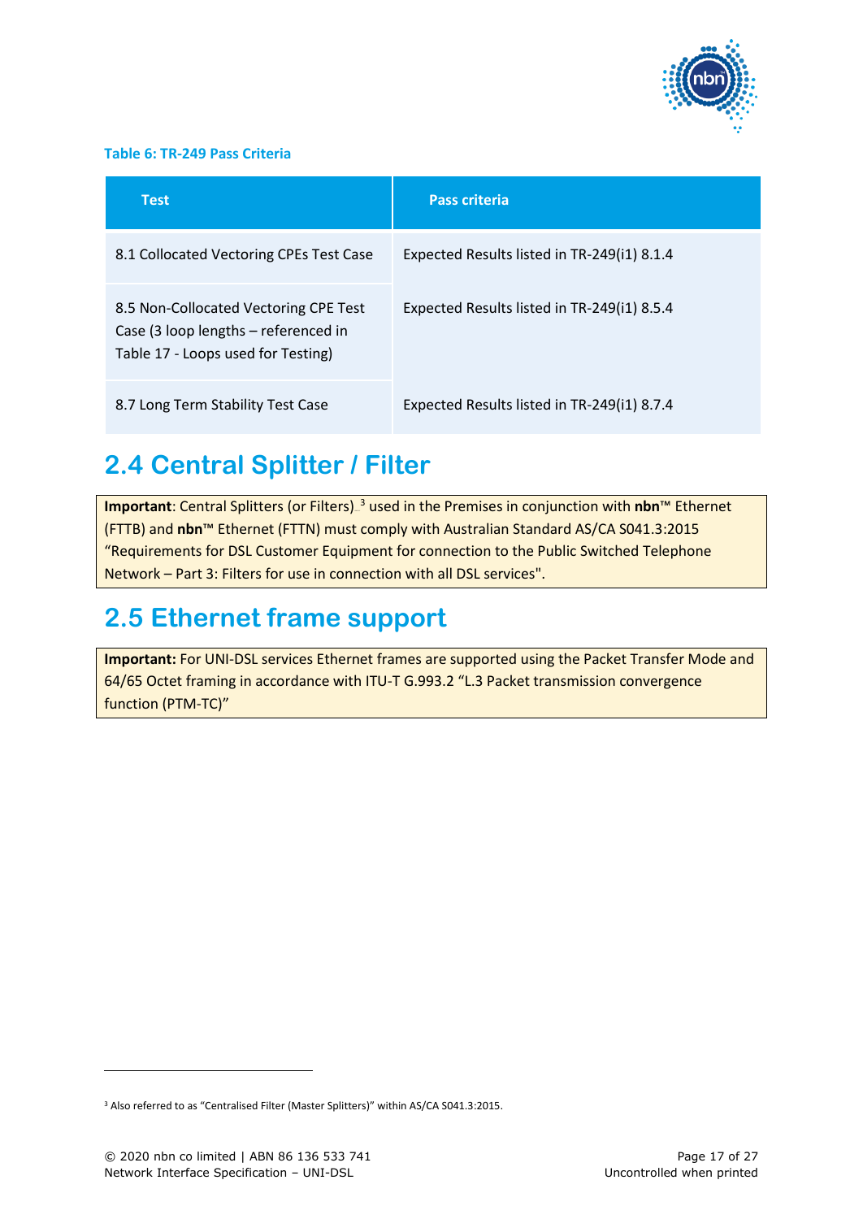**Table 6: TR-249 Pass Criteria**

| Test | Pass criteria |
|---|---|
| 8.1 Collocated Vectoring CPEs Test Case | Expected Results listed in TR-249(i1) 8.1.4 |
| 8.5 Non-Collocated Vectoring CPE Test Case (3 loop lengths – referenced in Table 17 - Loops used for Testing) | Expected Results listed in TR-249(i1) 8.5.4 |
| 8.7 Long Term Stability Test Case | Expected Results listed in TR-249(i1) 8.7.4 |

## 2.4 Central Splitter / Filter

**Important**: Central Splitters (or Filters)[3] used in the Premises in conjunction with **nbn**™ Ethernet (FTTB) and **nbn**™ Ethernet (FTTN) must comply with Australian Standard AS/CA S041.3:2015 "Requirements for DSL Customer Equipment for connection to the Public Switched Telephone Network – Part 3: Filters for use in connection with all DSL services".

## 2.5 Ethernet frame support

**Important:** For UNI-DSL services Ethernet frames are supported using the Packet Transfer Mode and 64/65 Octet framing in accordance with ITU-T G.993.2 "L.3 Packet transmission convergence function (PTM-TC)"

[3] Also referred to as "Centralised Filter (Master Splitters)" within AS/CA S041.3:2015.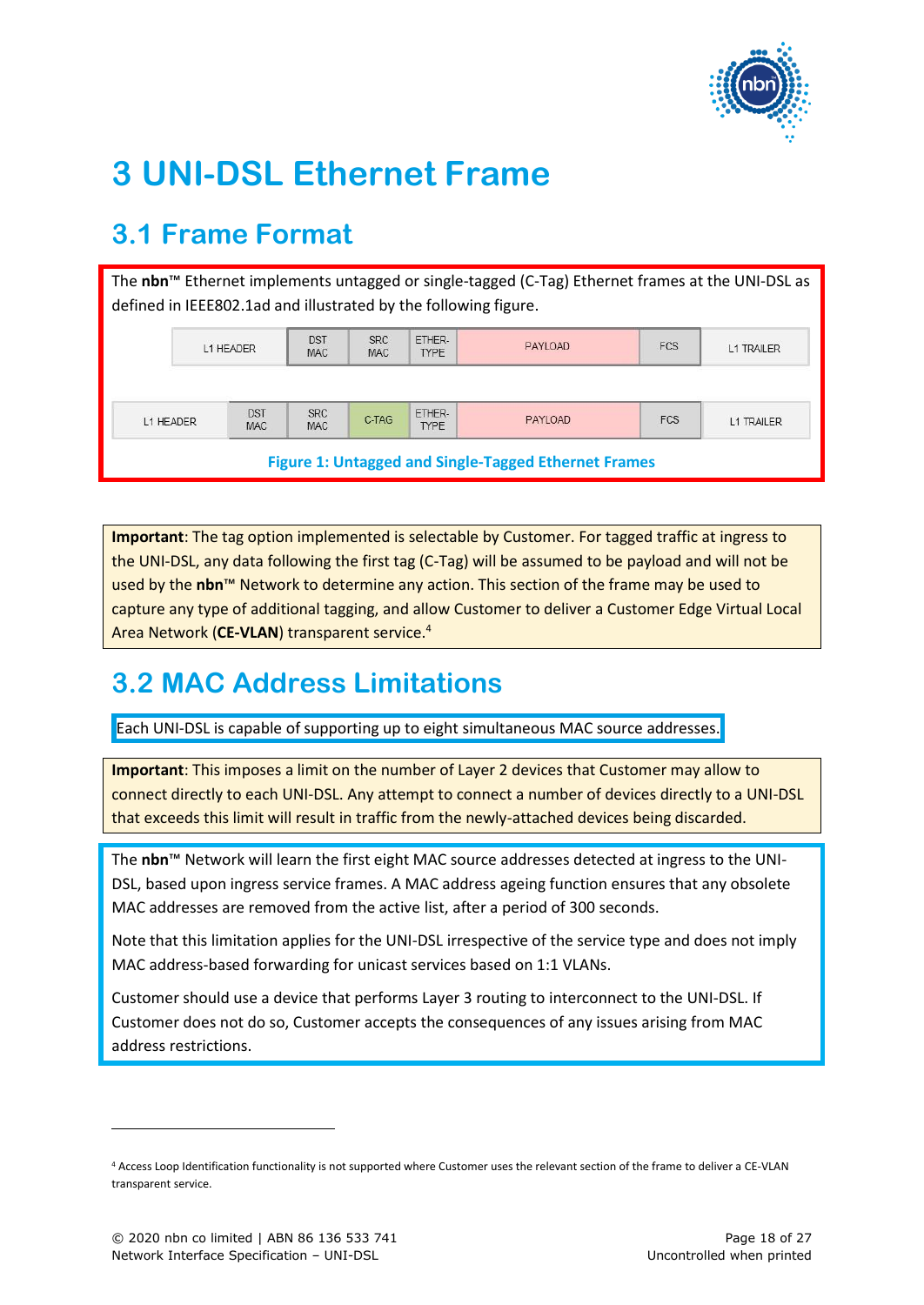# 3 UNI-DSL Ethernet Frame

## 3.1 Frame Format

The **nbn**™ Ethernet implements untagged or single-tagged (C-Tag) Ethernet frames at the UNI-DSL as defined in IEEE802.1ad and illustrated by the following figure.

| L1 HEADER | DST MAC | SRC MAC | ETHER-TYPE | PAYLOAD | FCS | L1 TRAILER |
|---|---|---|---|---|---|---|

| L1 HEADER | DST MAC | SRC MAC | C-TAG | ETHER-TYPE | PAYLOAD | FCS | L1 TRAILER |
|---|---|---|---|---|---|---|---|

**Figure 1: Untagged and Single-Tagged Ethernet Frames**

**Important**: The tag option implemented is selectable by Customer. For tagged traffic at ingress to the UNI-DSL, any data following the first tag (C-Tag) will be assumed to be payload and will not be used by the **nbn**™ Network to determine any action. This section of the frame may be used to capture any type of additional tagging, and allow Customer to deliver a Customer Edge Virtual Local Area Network (**CE-VLAN**) transparent service.[4]

## 3.2 MAC Address Limitations

Each UNI-DSL is capable of supporting up to eight simultaneous MAC source addresses.

**Important**: This imposes a limit on the number of Layer 2 devices that Customer may allow to connect directly to each UNI-DSL. Any attempt to connect a number of devices directly to a UNI-DSL that exceeds this limit will result in traffic from the newly-attached devices being discarded.

The **nbn**™ Network will learn the first eight MAC source addresses detected at ingress to the UNI-DSL, based upon ingress service frames. A MAC address ageing function ensures that any obsolete MAC addresses are removed from the active list, after a period of 300 seconds.

Note that this limitation applies for the UNI-DSL irrespective of the service type and does not imply MAC address-based forwarding for unicast services based on 1:1 VLANs.

Customer should use a device that performs Layer 3 routing to interconnect to the UNI-DSL. If Customer does not do so, Customer accepts the consequences of any issues arising from MAC address restrictions.

---

[4] Access Loop Identification functionality is not supported where Customer uses the relevant section of the frame to deliver a CE-VLAN transparent service.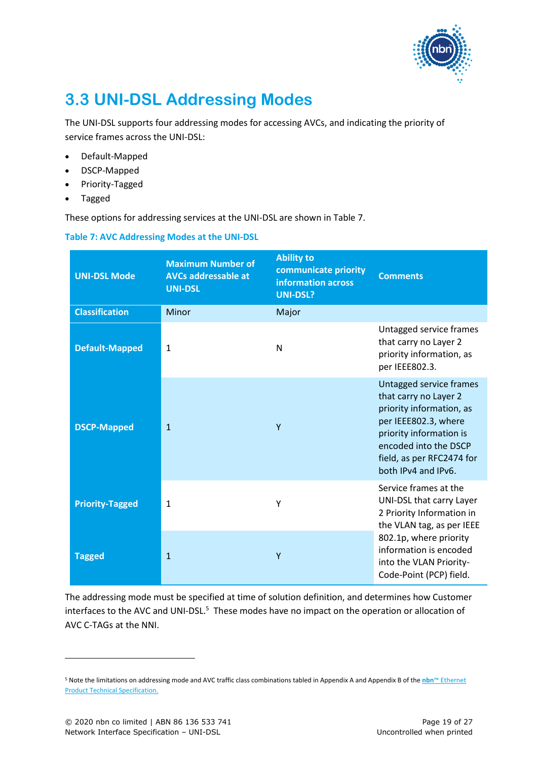## 3.3 UNI-DSL Addressing Modes

The UNI-DSL supports four addressing modes for accessing AVCs, and indicating the priority of service frames across the UNI-DSL:

- Default-Mapped
- DSCP-Mapped
- Priority-Tagged
- Tagged

These options for addressing services at the UNI-DSL are shown in Table 7.

**Table 7: AVC Addressing Modes at the UNI-DSL**

| UNI-DSL Mode | Maximum Number of AVCs addressable at UNI-DSL | Ability to communicate priority information across UNI-DSL? | Comments |
|---|---|---|---|
| **Classification** | Minor | Major | |
| **Default-Mapped** | 1 | N | Untagged service frames that carry no Layer 2 priority information, as per IEEE802.3. |
| **DSCP-Mapped** | 1 | Y | Untagged service frames that carry no Layer 2 priority information, as per IEEE802.3, where priority information is encoded into the DSCP field, as per RFC2474 for both IPv4 and IPv6. |
| **Priority-Tagged** | 1 | Y | Service frames at the UNI-DSL that carry Layer 2 Priority Information in the VLAN tag, as per IEEE 802.1p, where priority information is encoded into the VLAN Priority-Code-Point (PCP) field. |
| **Tagged** | 1 | Y | |

The addressing mode must be specified at time of solution definition, and determines how Customer interfaces to the AVC and UNI-DSL.[5] These modes have no impact on the operation or allocation of AVC C-TAGs at the NNI.

---

[5] Note the limitations on addressing mode and AVC traffic class combinations tabled in Appendix A and Appendix B of the **nbn**™ Ethernet Product Technical Specification.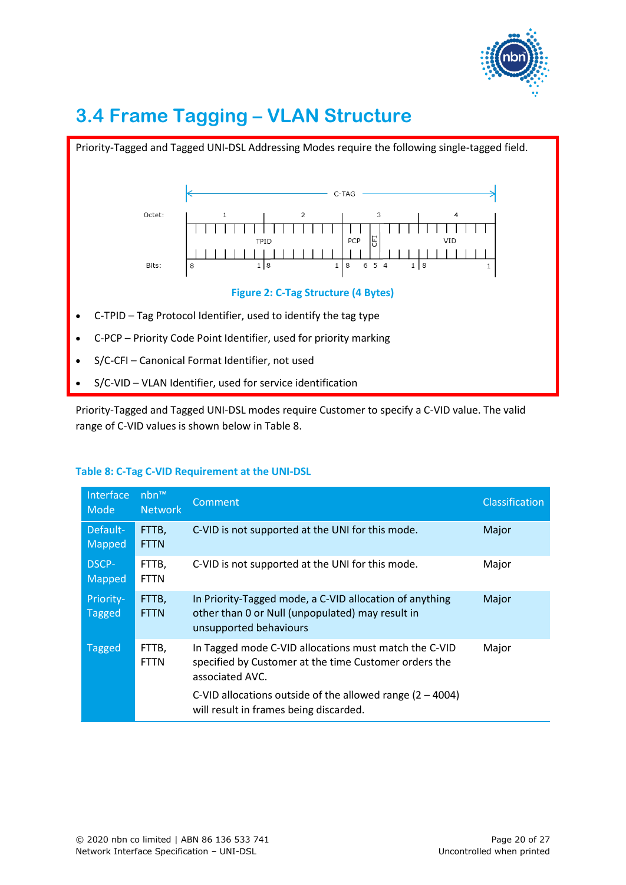## 3.4 Frame Tagging – VLAN Structure

Priority-Tagged and Tagged UNI-DSL Addressing Modes require the following single-tagged field.

Figure 2: C-Tag Structure (4 Bytes)

- C-TPID – Tag Protocol Identifier, used to identify the tag type
- C-PCP – Priority Code Point Identifier, used for priority marking
- S/C-CFI – Canonical Format Identifier, not used
- S/C-VID – VLAN Identifier, used for service identification

Priority-Tagged and Tagged UNI-DSL modes require Customer to specify a C-VID value. The valid range of C-VID values is shown below in Table 8.

**Table 8: C-Tag C-VID Requirement at the UNI-DSL**

| Interface Mode | nbn™ Network | Comment | Classification |
|---|---|---|---|
| Default-Mapped | FTTB, FTTN | C-VID is not supported at the UNI for this mode. | Major |
| DSCP-Mapped | FTTB, FTTN | C-VID is not supported at the UNI for this mode. | Major |
| Priority-Tagged | FTTB, FTTN | In Priority-Tagged mode, a C-VID allocation of anything other than 0 or Null (unpopulated) may result in unsupported behaviours | Major |
| Tagged | FTTB, FTTN | In Tagged mode C-VID allocations must match the C-VID specified by Customer at the time Customer orders the associated AVC.<br><br>C-VID allocations outside of the allowed range (2 – 4004) will result in frames being discarded. | Major |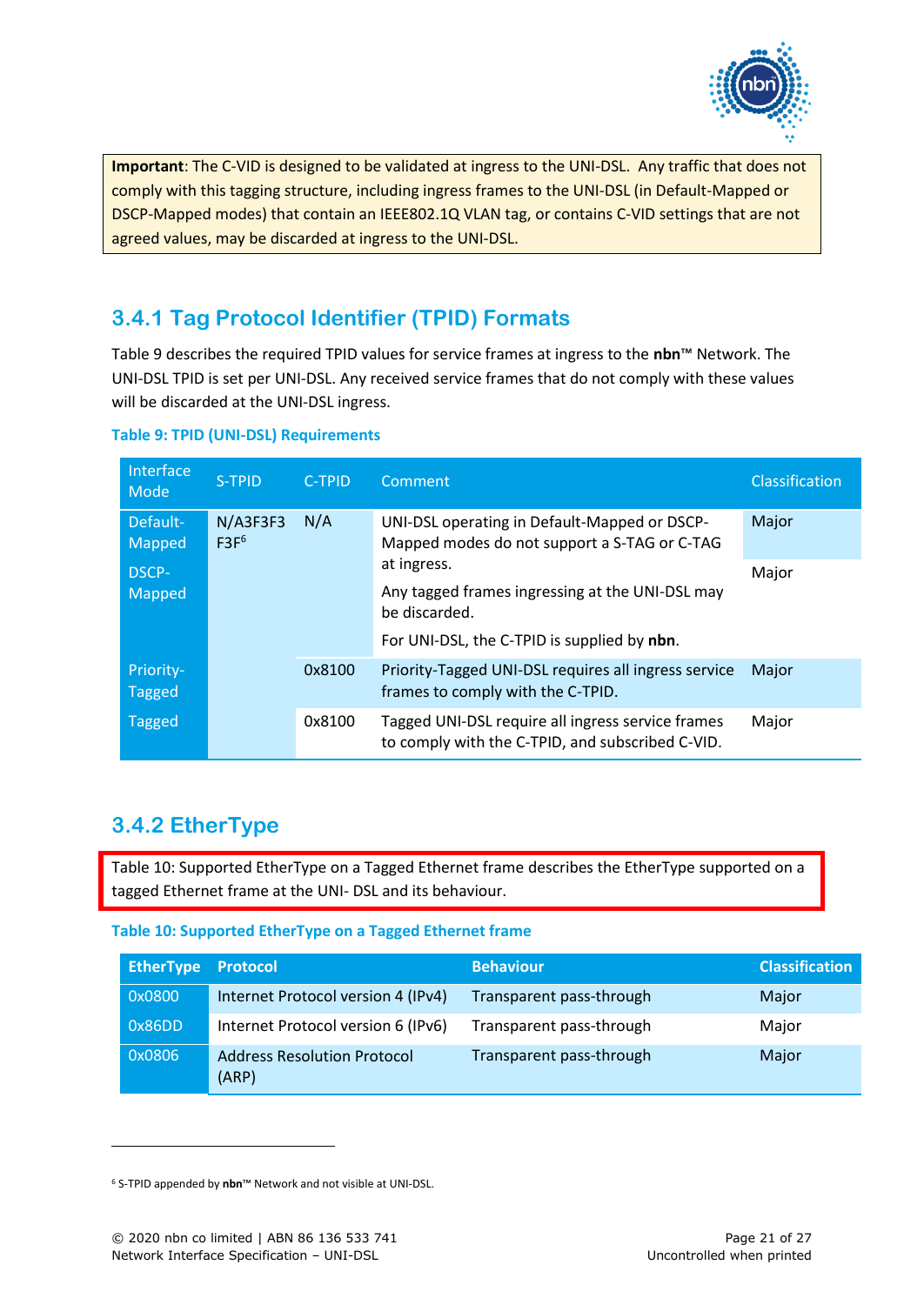**Important**: The C-VID is designed to be validated at ingress to the UNI-DSL. Any traffic that does not comply with this tagging structure, including ingress frames to the UNI-DSL (in Default-Mapped or DSCP-Mapped modes) that contain an IEEE802.1Q VLAN tag, or contains C-VID settings that are not agreed values, may be discarded at ingress to the UNI-DSL.

### 3.4.1 Tag Protocol Identifier (TPID) Formats

Table 9 describes the required TPID values for service frames at ingress to the **nbn**™ Network. The UNI-DSL TPID is set per UNI-DSL. Any received service frames that do not comply with these values will be discarded at the UNI-DSL ingress.

**Table 9: TPID (UNI-DSL) Requirements**

| Interface Mode | S-TPID | C-TPID | Comment | Classification |
|---|---|---|---|---|
| Default-Mapped | N/A3F3F3 F3F[6] | N/A | UNI-DSL operating in Default-Mapped or DSCP-Mapped modes do not support a S-TAG or C-TAG at ingress. Any tagged frames ingressing at the UNI-DSL may be discarded. For UNI-DSL, the C-TPID is supplied by **nbn**. | Major |
| DSCP-Mapped | | | | Major |
| Priority-Tagged | | 0x8100 | Priority-Tagged UNI-DSL requires all ingress service frames to comply with the C-TPID. | Major |
| Tagged | | 0x8100 | Tagged UNI-DSL require all ingress service frames to comply with the C-TPID, and subscribed C-VID. | Major |

### 3.4.2 EtherType

Table 10: Supported EtherType on a Tagged Ethernet frame describes the EtherType supported on a tagged Ethernet frame at the UNI- DSL and its behaviour.

**Table 10: Supported EtherType on a Tagged Ethernet frame**

| EtherType | Protocol | Behaviour | Classification |
|---|---|---|---|
| 0x0800 | Internet Protocol version 4 (IPv4) | Transparent pass-through | Major |
| 0x86DD | Internet Protocol version 6 (IPv6) | Transparent pass-through | Major |
| 0x0806 | Address Resolution Protocol (ARP) | Transparent pass-through | Major |

[6] S-TPID appended by **nbn**™ Network and not visible at UNI-DSL.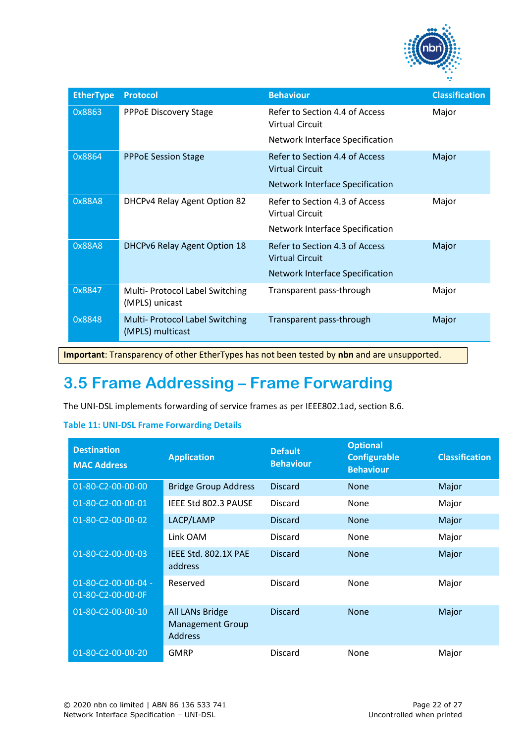| EtherType | Protocol | Behaviour | Classification |
|---|---|---|---|
| 0x8863 | PPPoE Discovery Stage | Refer to Section 4.4 of Access Virtual Circuit Network Interface Specification | Major |
| 0x8864 | PPPoE Session Stage | Refer to Section 4.4 of Access Virtual Circuit Network Interface Specification | Major |
| 0x88A8 | DHCPv4 Relay Agent Option 82 | Refer to Section 4.3 of Access Virtual Circuit Network Interface Specification | Major |
| 0x88A8 | DHCPv6 Relay Agent Option 18 | Refer to Section 4.3 of Access Virtual Circuit Network Interface Specification | Major |
| 0x8847 | Multi- Protocol Label Switching (MPLS) unicast | Transparent pass-through | Major |
| 0x8848 | Multi- Protocol Label Switching (MPLS) multicast | Transparent pass-through | Major |

**Important**: Transparency of other EtherTypes has not been tested by **nbn** and are unsupported.

## 3.5 Frame Addressing – Frame Forwarding

The UNI-DSL implements forwarding of service frames as per IEEE802.1ad, section 8.6.

**Table 11: UNI-DSL Frame Forwarding Details**

| Destination MAC Address | Application | Default Behaviour | Optional Configurable Behaviour | Classification |
|---|---|---|---|---|
| 01-80-C2-00-00-00 | Bridge Group Address | Discard | None | Major |
| 01-80-C2-00-00-01 | IEEE Std 802.3 PAUSE | Discard | None | Major |
| 01-80-C2-00-00-02 | LACP/LAMP | Discard | None | Major |
| | Link OAM | Discard | None | Major |
| 01-80-C2-00-00-03 | IEEE Std. 802.1X PAE address | Discard | None | Major |
| 01-80-C2-00-00-04 - 01-80-C2-00-00-0F | Reserved | Discard | None | Major |
| 01-80-C2-00-00-10 | All LANs Bridge Management Group Address | Discard | None | Major |
| 01-80-C2-00-00-20 | GMRP | Discard | None | Major |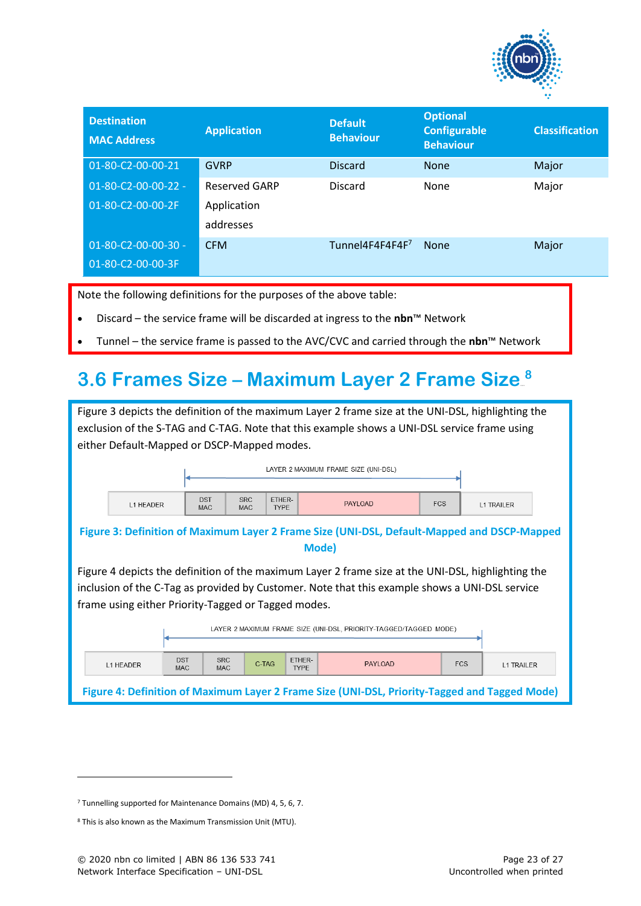| Destination MAC Address | Application | Default Behaviour | Optional Configurable Behaviour | Classification |
|---|---|---|---|---|
| 01-80-C2-00-00-21 | GVRP | Discard | None | Major |
| 01-80-C2-00-00-22 - 01-80-C2-00-00-2F | Reserved GARP Application addresses | Discard | None | Major |
| 01-80-C2-00-00-30 - 01-80-C2-00-00-3F | CFM | Tunnel4F4F4F4F[7] | None | Major |

Note the following definitions for the purposes of the above table:

- Discard – the service frame will be discarded at ingress to the **nbn**™ Network
- Tunnel – the service frame is passed to the AVC/CVC and carried through the **nbn**™ Network

## 3.6 Frames Size – Maximum Layer 2 Frame Size[8]

Figure 3 depicts the definition of the maximum Layer 2 frame size at the UNI-DSL, highlighting the exclusion of the S-TAG and C-TAG. Note that this example shows a UNI-DSL service frame using either Default-Mapped or DSCP-Mapped modes.

LAYER 2 MAXIMUM FRAME SIZE (UNI-DSL)

| L1 HEADER | DST MAC | SRC MAC | ETHER-TYPE | PAYLOAD | FCS | L1 TRAILER |
|---|---|---|---|---|---|---|

**Figure 3: Definition of Maximum Layer 2 Frame Size (UNI-DSL, Default-Mapped and DSCP-Mapped Mode)**

Figure 4 depicts the definition of the maximum Layer 2 frame size at the UNI-DSL, highlighting the inclusion of the C-Tag as provided by Customer. Note that this example shows a UNI-DSL service frame using either Priority-Tagged or Tagged modes.

LAYER 2 MAXIMUM FRAME SIZE (UNI-DSL, PRIORITY-TAGGED/TAGGED MODE)

| L1 HEADER | DST MAC | SRC MAC | C-TAG | ETHER-TYPE | PAYLOAD | FCS | L1 TRAILER |
|---|---|---|---|---|---|---|---|

**Figure 4: Definition of Maximum Layer 2 Frame Size (UNI-DSL, Priority-Tagged and Tagged Mode)**

---

[7] Tunnelling supported for Maintenance Domains (MD) 4, 5, 6, 7.

[8] This is also known as the Maximum Transmission Unit (MTU).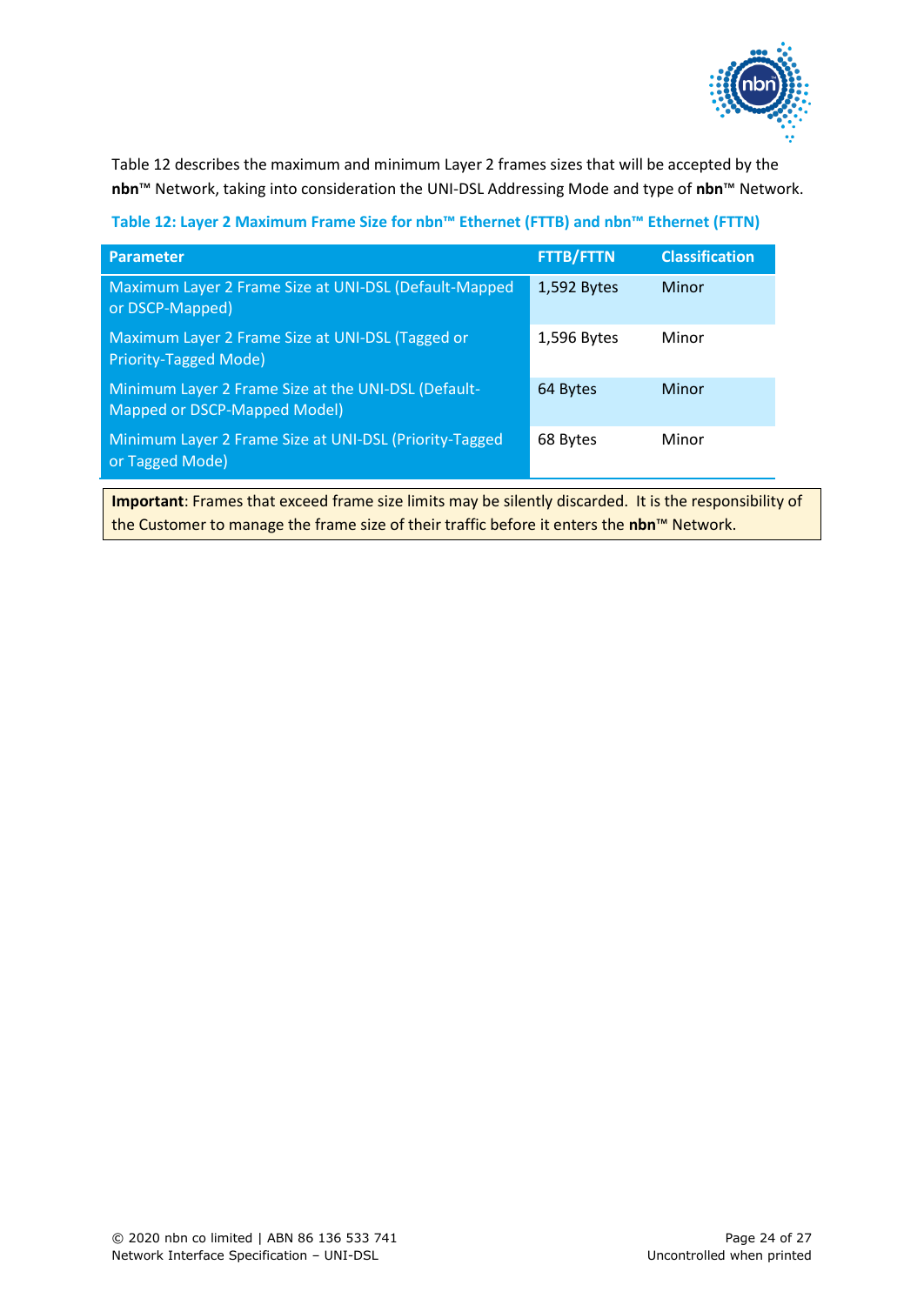Table 12 describes the maximum and minimum Layer 2 frames sizes that will be accepted by the **nbn**™ Network, taking into consideration the UNI-DSL Addressing Mode and type of **nbn**™ Network.

**Table 12: Layer 2 Maximum Frame Size for nbn™ Ethernet (FTTB) and nbn™ Ethernet (FTTN)**

| Parameter | FTTB/FTTN | Classification |
|---|---|---|
| Maximum Layer 2 Frame Size at UNI-DSL (Default-Mapped or DSCP-Mapped) | 1,592 Bytes | Minor |
| Maximum Layer 2 Frame Size at UNI-DSL (Tagged or Priority-Tagged Mode) | 1,596 Bytes | Minor |
| Minimum Layer 2 Frame Size at the UNI-DSL (Default-Mapped or DSCP-Mapped Model) | 64 Bytes | Minor |
| Minimum Layer 2 Frame Size at UNI-DSL (Priority-Tagged or Tagged Mode) | 68 Bytes | Minor |

**Important**: Frames that exceed frame size limits may be silently discarded. It is the responsibility of the Customer to manage the frame size of their traffic before it enters the **nbn**™ Network.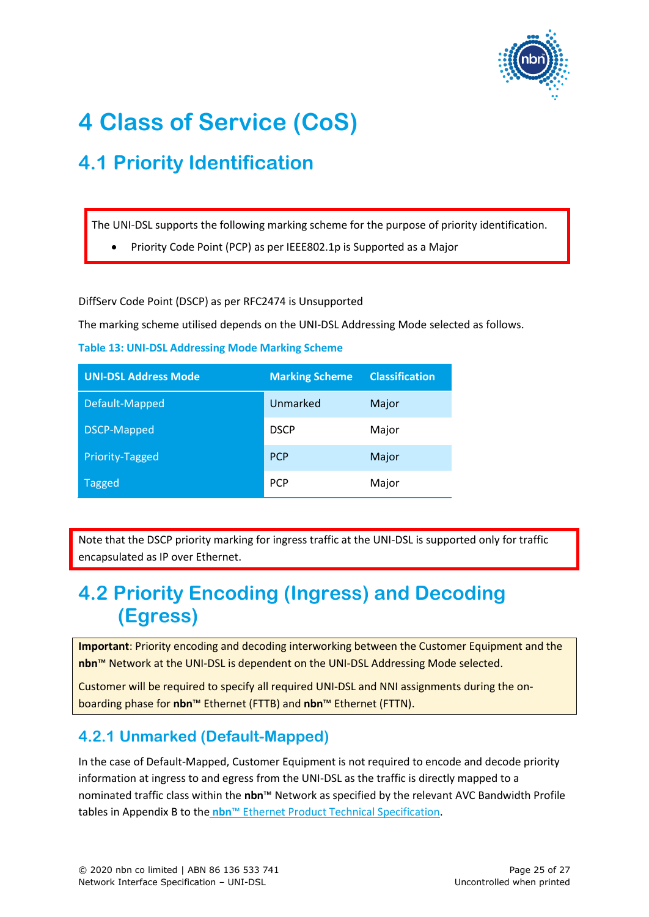# 4 Class of Service (CoS)

## 4.1 Priority Identification

The UNI-DSL supports the following marking scheme for the purpose of priority identification.

- Priority Code Point (PCP) as per IEEE802.1p is Supported as a Major

DiffServ Code Point (DSCP) as per RFC2474 is Unsupported

The marking scheme utilised depends on the UNI-DSL Addressing Mode selected as follows.

**Table 13: UNI-DSL Addressing Mode Marking Scheme**

| UNI-DSL Address Mode | Marking Scheme | Classification |
|---|---|---|
| Default-Mapped | Unmarked | Major |
| DSCP-Mapped | DSCP | Major |
| Priority-Tagged | PCP | Major |
| Tagged | PCP | Major |

Note that the DSCP priority marking for ingress traffic at the UNI-DSL is supported only for traffic encapsulated as IP over Ethernet.

## 4.2 Priority Encoding (Ingress) and Decoding (Egress)

**Important**: Priority encoding and decoding interworking between the Customer Equipment and the **nbn**™ Network at the UNI-DSL is dependent on the UNI-DSL Addressing Mode selected.

Customer will be required to specify all required UNI-DSL and NNI assignments during the on-boarding phase for **nbn**™ Ethernet (FTTB) and **nbn**™ Ethernet (FTTN).

### 4.2.1 Unmarked (Default-Mapped)

In the case of Default-Mapped, Customer Equipment is not required to encode and decode priority information at ingress to and egress from the UNI-DSL as the traffic is directly mapped to a nominated traffic class within the **nbn**™ Network as specified by the relevant AVC Bandwidth Profile tables in Appendix B to the **nbn**™ Ethernet Product Technical Specification.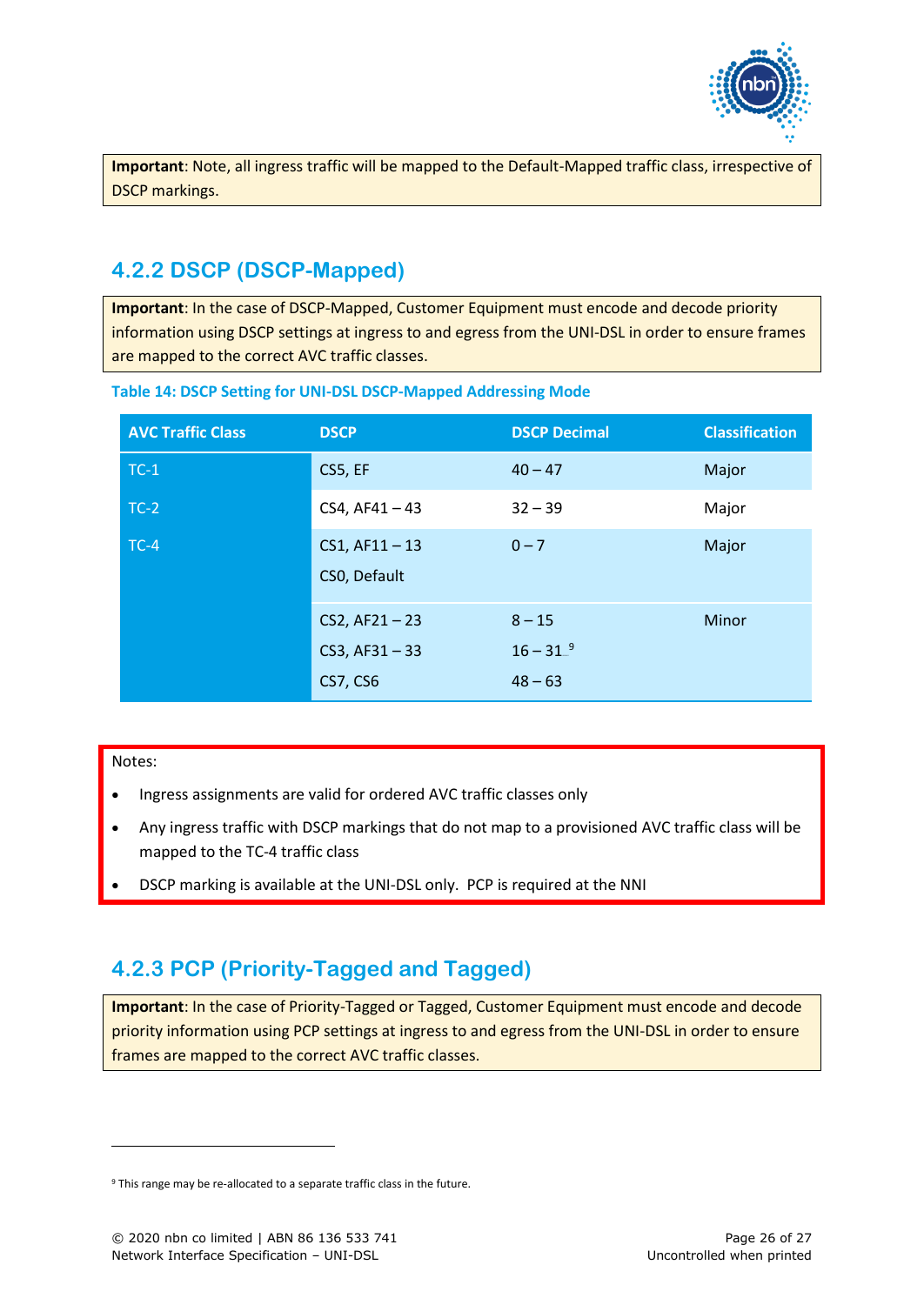**Important**: Note, all ingress traffic will be mapped to the Default-Mapped traffic class, irrespective of DSCP markings.

### 4.2.2 DSCP (DSCP-Mapped)

**Important**: In the case of DSCP-Mapped, Customer Equipment must encode and decode priority information using DSCP settings at ingress to and egress from the UNI-DSL in order to ensure frames are mapped to the correct AVC traffic classes.

**Table 14: DSCP Setting for UNI-DSL DSCP-Mapped Addressing Mode**

| AVC Traffic Class | DSCP | DSCP Decimal | Classification |
|---|---|---|---|
| TC-1 | CS5, EF | 40 – 47 | Major |
| TC-2 | CS4, AF41 – 43 | 32 – 39 | Major |
| TC-4 | CS1, AF11 – 13<br>CS0, Default | 0 – 7 | Major |
| | CS2, AF21 – 23<br>CS3, AF31 – 33<br>CS7, CS6 | 8 – 15<br>16 – 31 [9]<br>48 – 63 | Minor |

Notes:

- Ingress assignments are valid for ordered AVC traffic classes only
- Any ingress traffic with DSCP markings that do not map to a provisioned AVC traffic class will be mapped to the TC-4 traffic class
- DSCP marking is available at the UNI-DSL only. PCP is required at the NNI

### 4.2.3 PCP (Priority-Tagged and Tagged)

**Important**: In the case of Priority-Tagged or Tagged, Customer Equipment must encode and decode priority information using PCP settings at ingress to and egress from the UNI-DSL in order to ensure frames are mapped to the correct AVC traffic classes.

---

[9] This range may be re-allocated to a separate traffic class in the future.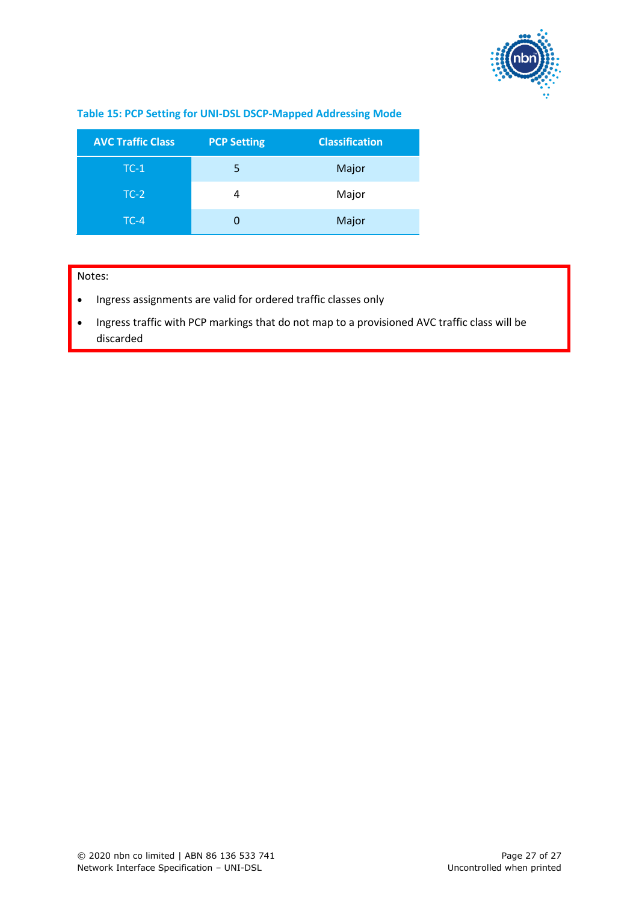**Table 15: PCP Setting for UNI-DSL DSCP-Mapped Addressing Mode**

| AVC Traffic Class | PCP Setting | Classification |
|---|---|---|
| TC-1 | 5 | Major |
| TC-2 | 4 | Major |
| TC-4 | 0 | Major |

Notes:

- Ingress assignments are valid for ordered traffic classes only
- Ingress traffic with PCP markings that do not map to a provisioned AVC traffic class will be discarded